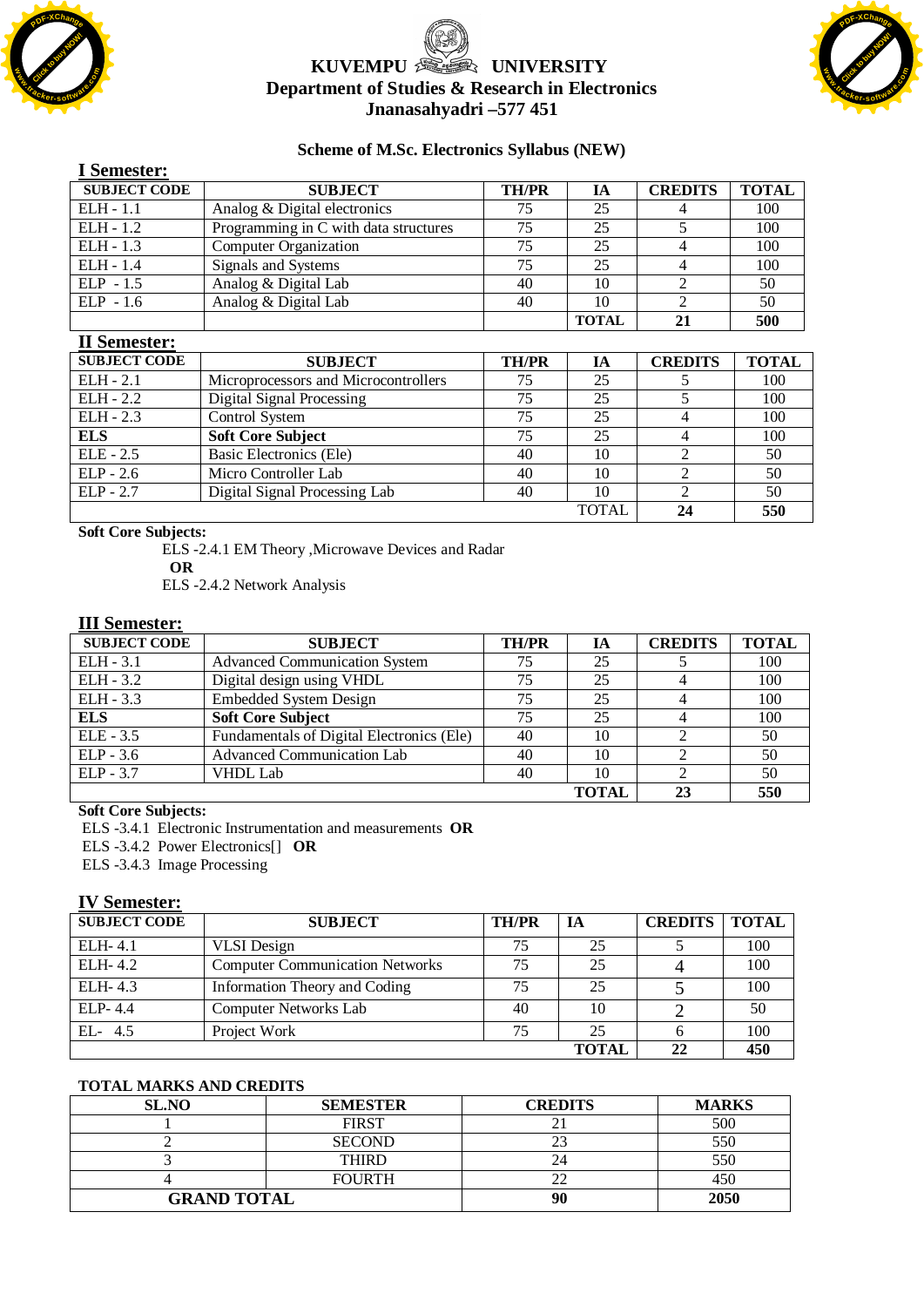# KUVEMPU UNIVERSITY

## Department of Studies & Research in Electronics

## Jnanasahyadri –577 451

### Scheme of M.Sc. Electronics Syllabus (NEW)

## I Semester:

| SUBJECT CODE | SUBJECT | TH/PR | IA | CREDITS | TOTAL |
|---|---|---|---|---|---|
| ELH - 1.1 | Analog & Digital electronics | 75 | 25 | 4 | 100 |
| ELH - 1.2 | Programming in C with data structures | 75 | 25 | 5 | 100 |
| ELH - 1.3 | Computer Organization | 75 | 25 | 4 | 100 |
| ELH - 1.4 | Signals and Systems | 75 | 25 | 4 | 100 |
| ELP - 1.5 | Analog & Digital Lab | 40 | 10 | 2 | 50 |
| ELP - 1.6 | Analog & Digital Lab | 40 | 10 | 2 | 50 |
| | | | **TOTAL** | **21** | **500** |

## II Semester:

| SUBJECT CODE | SUBJECT | TH/PR | IA | CREDITS | TOTAL |
|---|---|---|---|---|---|
| ELH - 2.1 | Microprocessors and Microcontrollers | 75 | 25 | 5 | 100 |
| ELH - 2.2 | Digital Signal Processing | 75 | 25 | 5 | 100 |
| ELH - 2.3 | Control System | 75 | 25 | 4 | 100 |
| **ELS** | **Soft Core Subject** | 75 | 25 | 4 | 100 |
| ELE - 2.5 | Basic Electronics (Ele) | 40 | 10 | 2 | 50 |
| ELP - 2.6 | Micro Controller Lab | 40 | 10 | 2 | 50 |
| ELP - 2.7 | Digital Signal Processing Lab | 40 | 10 | 2 | 50 |
| | | | TOTAL | **24** | **550** |

**Soft Core Subjects:**

ELS -2.4.1 EM Theory ,Microwave Devices and Radar

**OR**

ELS -2.4.2 Network Analysis

## III Semester:

| SUBJECT CODE | SUBJECT | TH/PR | IA | CREDITS | TOTAL |
|---|---|---|---|---|---|
| ELH - 3.1 | Advanced Communication System | 75 | 25 | 5 | 100 |
| ELH - 3.2 | Digital design using VHDL | 75 | 25 | 4 | 100 |
| ELH - 3.3 | Embedded System Design | 75 | 25 | 4 | 100 |
| **ELS** | **Soft Core Subject** | 75 | 25 | 4 | 100 |
| ELE - 3.5 | Fundamentals of Digital Electronics (Ele) | 40 | 10 | 2 | 50 |
| ELP - 3.6 | Advanced Communication Lab | 40 | 10 | 2 | 50 |
| ELP - 3.7 | VHDL Lab | 40 | 10 | 2 | 50 |
| | | | **TOTAL** | **23** | **550** |

**Soft Core Subjects:**

ELS -3.4.1 Electronic Instrumentation and measurements **OR**

ELS -3.4.2 Power Electronics[] **OR**

ELS -3.4.3 Image Processing

## IV Semester:

| SUBJECT CODE | SUBJECT | TH/PR | IA | CREDITS | TOTAL |
|---|---|---|---|---|---|
| ELH- 4.1 | VLSI Design | 75 | 25 | 5 | 100 |
| ELH- 4.2 | Computer Communication Networks | 75 | 25 | 4 | 100 |
| ELH- 4.3 | Information Theory and Coding | 75 | 25 | 5 | 100 |
| ELP- 4.4 | Computer Networks Lab | 40 | 10 | 2 | 50 |
| EL- 4.5 | Project Work | 75 | 25 | 6 | 100 |
| | | | **TOTAL** | **22** | **450** |

**TOTAL MARKS AND CREDITS**

| SL.NO | SEMESTER | CREDITS | MARKS |
|---|---|---|---|
| 1 | FIRST | 21 | 500 |
| 2 | SECOND | 23 | 550 |
| 3 | THIRD | 24 | 550 |
| 4 | FOURTH | 22 | 450 |
| **GRAND TOTAL** | | **90** | **2050** |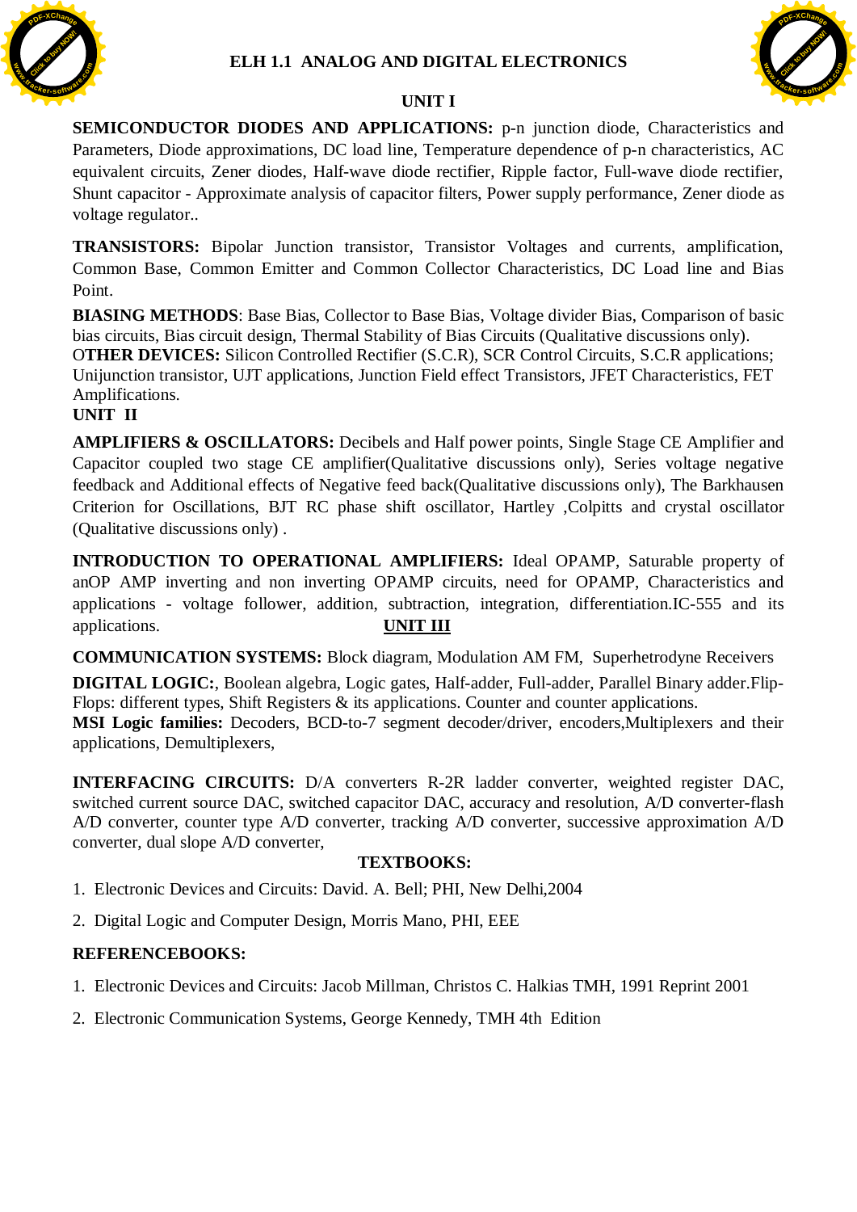# ELH 1.1 ANALOG AND DIGITAL ELECTRONICS

## UNIT I

**SEMICONDUCTOR DIODES AND APPLICATIONS:** p-n junction diode, Characteristics and Parameters, Diode approximations, DC load line, Temperature dependence of p-n characteristics, AC equivalent circuits, Zener diodes, Half-wave diode rectifier, Ripple factor, Full-wave diode rectifier, Shunt capacitor - Approximate analysis of capacitor filters, Power supply performance, Zener diode as voltage regulator..

**TRANSISTORS:** Bipolar Junction transistor, Transistor Voltages and currents, amplification, Common Base, Common Emitter and Common Collector Characteristics, DC Load line and Bias Point.

**BIASING METHODS**: Base Bias, Collector to Base Bias, Voltage divider Bias, Comparison of basic bias circuits, Bias circuit design, Thermal Stability of Bias Circuits (Qualitative discussions only).

**OTHER DEVICES:** Silicon Controlled Rectifier (S.C.R), SCR Control Circuits, S.C.R applications; Unijunction transistor, UJT applications, Junction Field effect Transistors, JFET Characteristics, FET Amplifications.

## UNIT II

**AMPLIFIERS & OSCILLATORS:** Decibels and Half power points, Single Stage CE Amplifier and Capacitor coupled two stage CE amplifier(Qualitative discussions only), Series voltage negative feedback and Additional effects of Negative feed back(Qualitative discussions only), The Barkhausen Criterion for Oscillations, BJT RC phase shift oscillator, Hartley ,Colpitts and crystal oscillator (Qualitative discussions only) .

**INTRODUCTION TO OPERATIONAL AMPLIFIERS:** Ideal OPAMP, Saturable property of anOP AMP inverting and non inverting OPAMP circuits, need for OPAMP, Characteristics and applications - voltage follower, addition, subtraction, integration, differentiation.IC-555 and its applications.

## UNIT III

**COMMUNICATION SYSTEMS:** Block diagram, Modulation AM FM, Superhetrodyne Receivers

**DIGITAL LOGIC:**, Boolean algebra, Logic gates, Half-adder, Full-adder, Parallel Binary adder.Flip-Flops: different types, Shift Registers & its applications. Counter and counter applications.

**MSI Logic families:** Decoders, BCD-to-7 segment decoder/driver, encoders,Multiplexers and their applications, Demultiplexers,

**INTERFACING CIRCUITS:** D/A converters R-2R ladder converter, weighted register DAC, switched current source DAC, switched capacitor DAC, accuracy and resolution, A/D converter-flash A/D converter, counter type A/D converter, tracking A/D converter, successive approximation A/D converter, dual slope A/D converter,

### TEXTBOOKS:

1. Electronic Devices and Circuits: David. A. Bell; PHI, New Delhi,2004
2. Digital Logic and Computer Design, Morris Mano, PHI, EEE

### REFERENCEBOOKS:

1. Electronic Devices and Circuits: Jacob Millman, Christos C. Halkias TMH, 1991 Reprint 2001
2. Electronic Communication Systems, George Kennedy, TMH 4th Edition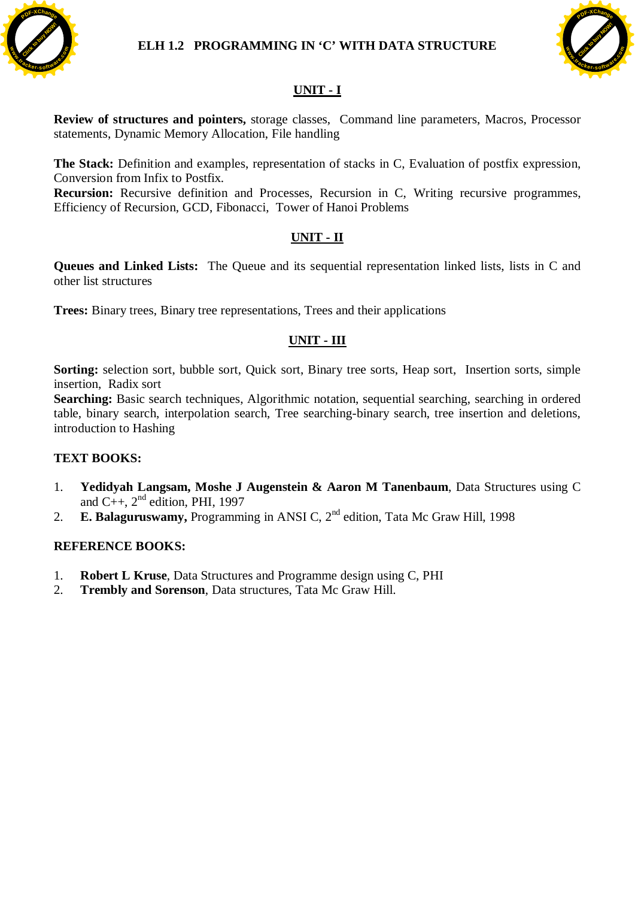# ELH 1.2 PROGRAMMING IN 'C' WITH DATA STRUCTURE

## UNIT - I

**Review of structures and pointers,** storage classes, Command line parameters, Macros, Processor statements, Dynamic Memory Allocation, File handling

**The Stack:** Definition and examples, representation of stacks in C, Evaluation of postfix expression, Conversion from Infix to Postfix.
**Recursion:** Recursive definition and Processes, Recursion in C, Writing recursive programmes, Efficiency of Recursion, GCD, Fibonacci, Tower of Hanoi Problems

## UNIT - II

**Queues and Linked Lists:** The Queue and its sequential representation linked lists, lists in C and other list structures

**Trees:** Binary trees, Binary tree representations, Trees and their applications

## UNIT - III

**Sorting:** selection sort, bubble sort, Quick sort, Binary tree sorts, Heap sort, Insertion sorts, simple insertion, Radix sort
**Searching:** Basic search techniques, Algorithmic notation, sequential searching, searching in ordered table, binary search, interpolation search, Tree searching-binary search, tree insertion and deletions, introduction to Hashing

### TEXT BOOKS:

1. **Yedidyah Langsam, Moshe J Augenstein & Aaron M Tanenbaum**, Data Structures using C and C++, 2nd edition, PHI, 1997
2. **E. Balaguruswamy,** Programming in ANSI C, 2nd edition, Tata Mc Graw Hill, 1998

### REFERENCE BOOKS:

1. **Robert L Kruse**, Data Structures and Programme design using C, PHI
2. **Trembly and Sorenson**, Data structures, Tata Mc Graw Hill.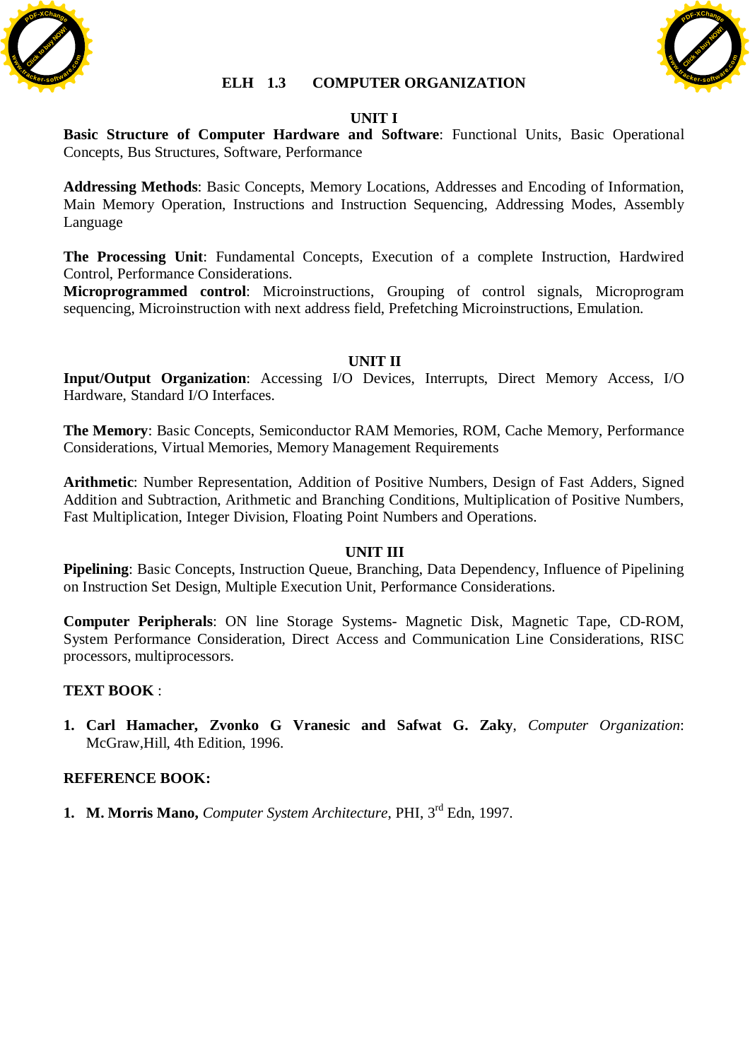# ELH 1.3 COMPUTER ORGANIZATION

## UNIT I

**Basic Structure of Computer Hardware and Software**: Functional Units, Basic Operational Concepts, Bus Structures, Software, Performance

**Addressing Methods**: Basic Concepts, Memory Locations, Addresses and Encoding of Information, Main Memory Operation, Instructions and Instruction Sequencing, Addressing Modes, Assembly Language

**The Processing Unit**: Fundamental Concepts, Execution of a complete Instruction, Hardwired Control, Performance Considerations.
**Microprogrammed control**: Microinstructions, Grouping of control signals, Microprogram sequencing, Microinstruction with next address field, Prefetching Microinstructions, Emulation.

## UNIT II

**Input/Output Organization**: Accessing I/O Devices, Interrupts, Direct Memory Access, I/O Hardware, Standard I/O Interfaces.

**The Memory**: Basic Concepts, Semiconductor RAM Memories, ROM, Cache Memory, Performance Considerations, Virtual Memories, Memory Management Requirements

**Arithmetic**: Number Representation, Addition of Positive Numbers, Design of Fast Adders, Signed Addition and Subtraction, Arithmetic and Branching Conditions, Multiplication of Positive Numbers, Fast Multiplication, Integer Division, Floating Point Numbers and Operations.

## UNIT III

**Pipelining**: Basic Concepts, Instruction Queue, Branching, Data Dependency, Influence of Pipelining on Instruction Set Design, Multiple Execution Unit, Performance Considerations.

**Computer Peripherals**: ON line Storage Systems- Magnetic Disk, Magnetic Tape, CD-ROM, System Performance Consideration, Direct Access and Communication Line Considerations, RISC processors, multiprocessors.

**TEXT BOOK** :

1. **Carl Hamacher, Zvonko G Vranesic and Safwat G. Zaky**, *Computer Organization*: McGraw,Hill, 4th Edition, 1996.

**REFERENCE BOOK:**

1. **M. Morris Mano,** *Computer System Architecture*, PHI, 3rd Edn, 1997.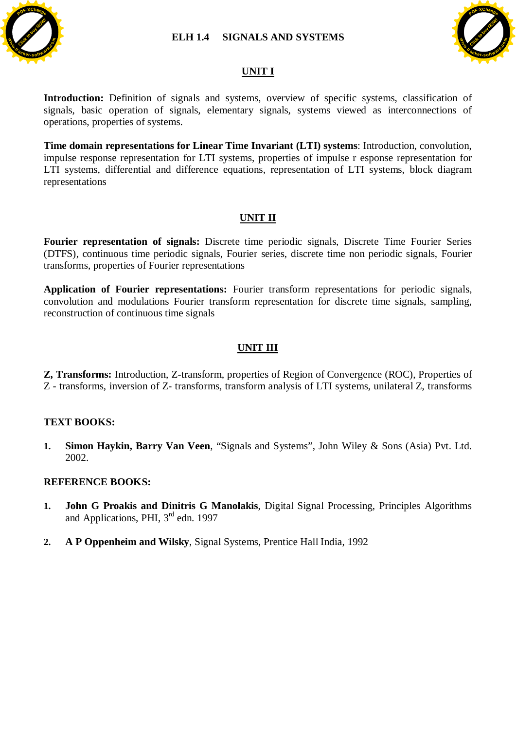# ELH 1.4 SIGNALS AND SYSTEMS

## UNIT I

**Introduction:** Definition of signals and systems, overview of specific systems, classification of signals, basic operation of signals, elementary signals, systems viewed as interconnections of operations, properties of systems.

**Time domain representations for Linear Time Invariant (LTI) systems**: Introduction, convolution, impulse response representation for LTI systems, properties of impulse r esponse representation for LTI systems, differential and difference equations, representation of LTI systems, block diagram representations

## UNIT II

**Fourier representation of signals:** Discrete time periodic signals, Discrete Time Fourier Series (DTFS), continuous time periodic signals, Fourier series, discrete time non periodic signals, Fourier transforms, properties of Fourier representations

**Application of Fourier representations:** Fourier transform representations for periodic signals, convolution and modulations Fourier transform representation for discrete time signals, sampling, reconstruction of continuous time signals

## UNIT III

**Z, Transforms:** Introduction, Z-transform, properties of Region of Convergence (ROC), Properties of Z - transforms, inversion of Z- transforms, transform analysis of LTI systems, unilateral Z, transforms

### TEXT BOOKS:

1. **Simon Haykin, Barry Van Veen**, "Signals and Systems", John Wiley & Sons (Asia) Pvt. Ltd. 2002.

### REFERENCE BOOKS:

1. **John G Proakis and Dinitris G Manolakis**, Digital Signal Processing, Principles Algorithms and Applications, PHI, 3rd edn. 1997

2. **A P Oppenheim and Wilsky**, Signal Systems, Prentice Hall India, 1992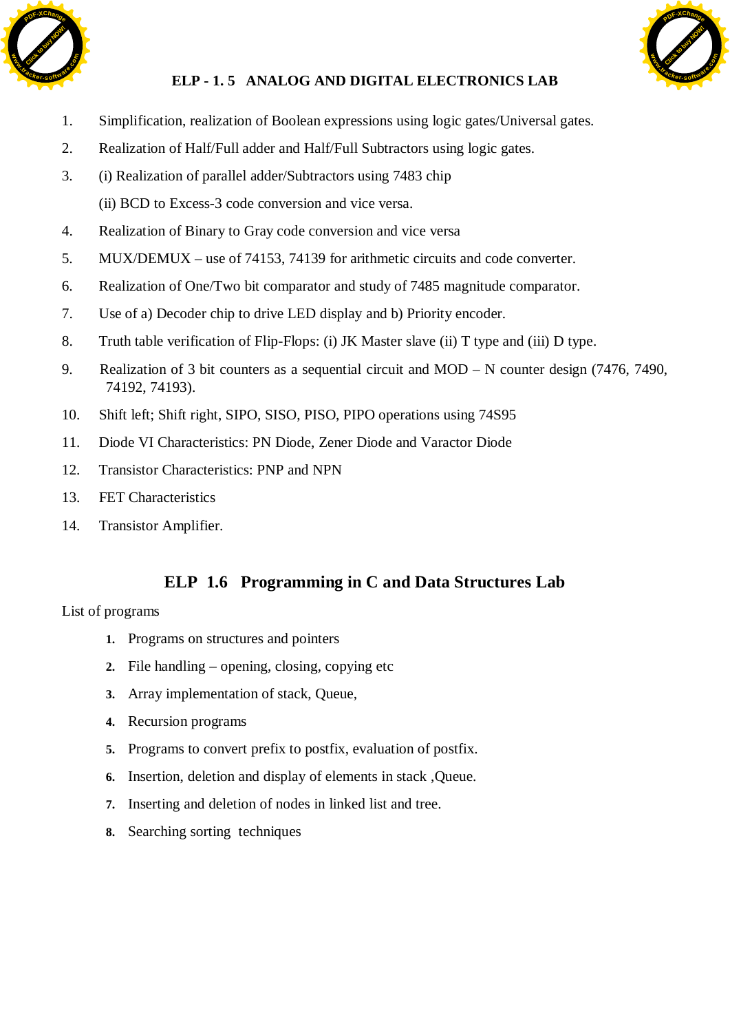## ELP - 1. 5 ANALOG AND DIGITAL ELECTRONICS LAB

1. Simplification, realization of Boolean expressions using logic gates/Universal gates.
2. Realization of Half/Full adder and Half/Full Subtractors using logic gates.
3. (i) Realization of parallel adder/Subtractors using 7483 chip

   (ii) BCD to Excess-3 code conversion and vice versa.
4. Realization of Binary to Gray code conversion and vice versa
5. MUX/DEMUX – use of 74153, 74139 for arithmetic circuits and code converter.
6. Realization of One/Two bit comparator and study of 7485 magnitude comparator.
7. Use of a) Decoder chip to drive LED display and b) Priority encoder.
8. Truth table verification of Flip-Flops: (i) JK Master slave (ii) T type and (iii) D type.
9. Realization of 3 bit counters as a sequential circuit and MOD – N counter design (7476, 7490, 74192, 74193).
10. Shift left; Shift right, SIPO, SISO, PISO, PIPO operations using 74S95
11. Diode VI Characteristics: PN Diode, Zener Diode and Varactor Diode
12. Transistor Characteristics: PNP and NPN
13. FET Characteristics
14. Transistor Amplifier.

## ELP 1.6 Programming in C and Data Structures Lab

List of programs

1. Programs on structures and pointers
2. File handling – opening, closing, copying etc
3. Array implementation of stack, Queue,
4. Recursion programs
5. Programs to convert prefix to postfix, evaluation of postfix.
6. Insertion, deletion and display of elements in stack ,Queue.
7. Inserting and deletion of nodes in linked list and tree.
8. Searching sorting techniques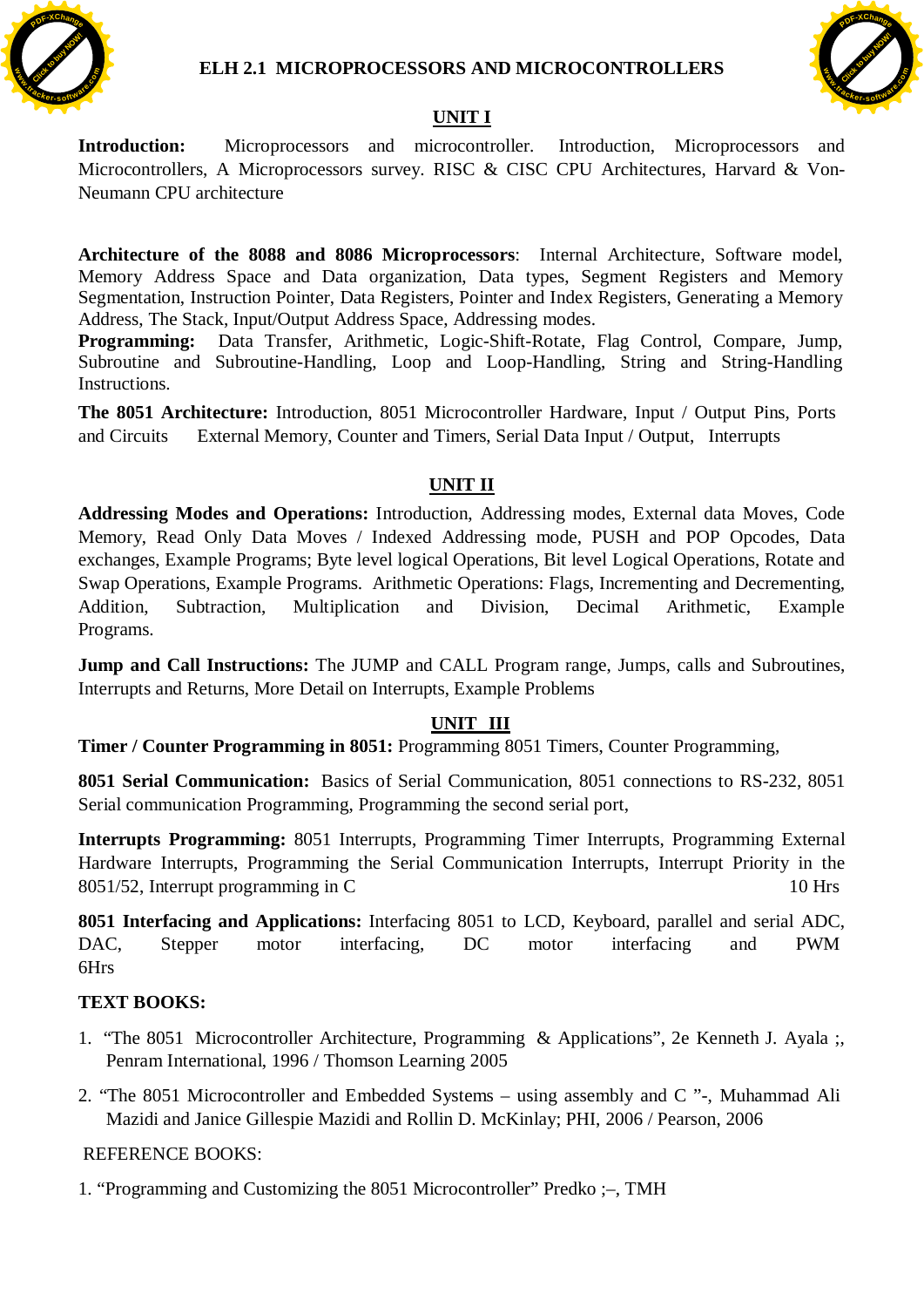# ELH 2.1 MICROPROCESSORS AND MICROCONTROLLERS

## UNIT I

**Introduction:** Microprocessors and microcontroller. Introduction, Microprocessors and Microcontrollers, A Microprocessors survey. RISC & CISC CPU Architectures, Harvard & Von-Neumann CPU architecture

**Architecture of the 8088 and 8086 Microprocessors**: Internal Architecture, Software model, Memory Address Space and Data organization, Data types, Segment Registers and Memory Segmentation, Instruction Pointer, Data Registers, Pointer and Index Registers, Generating a Memory Address, The Stack, Input/Output Address Space, Addressing modes.

**Programming:** Data Transfer, Arithmetic, Logic-Shift-Rotate, Flag Control, Compare, Jump, Subroutine and Subroutine-Handling, Loop and Loop-Handling, String and String-Handling Instructions.

**The 8051 Architecture:** Introduction, 8051 Microcontroller Hardware, Input / Output Pins, Ports and Circuits External Memory, Counter and Timers, Serial Data Input / Output, Interrupts

## UNIT II

**Addressing Modes and Operations:** Introduction, Addressing modes, External data Moves, Code Memory, Read Only Data Moves / Indexed Addressing mode, PUSH and POP Opcodes, Data exchanges, Example Programs; Byte level logical Operations, Bit level Logical Operations, Rotate and Swap Operations, Example Programs. Arithmetic Operations: Flags, Incrementing and Decrementing, Addition, Subtraction, Multiplication and Division, Decimal Arithmetic, Example Programs.

**Jump and Call Instructions:** The JUMP and CALL Program range, Jumps, calls and Subroutines, Interrupts and Returns, More Detail on Interrupts, Example Problems

## UNIT III

**Timer / Counter Programming in 8051:** Programming 8051 Timers, Counter Programming,

**8051 Serial Communication:** Basics of Serial Communication, 8051 connections to RS-232, 8051 Serial communication Programming, Programming the second serial port,

**Interrupts Programming:** 8051 Interrupts, Programming Timer Interrupts, Programming External Hardware Interrupts, Programming the Serial Communication Interrupts, Interrupt Priority in the 8051/52, Interrupt programming in C 10 Hrs

**8051 Interfacing and Applications:** Interfacing 8051 to LCD, Keyboard, parallel and serial ADC, DAC, Stepper motor interfacing, DC motor interfacing and PWM 6Hrs

**TEXT BOOKS:**

1. "The 8051 Microcontroller Architecture, Programming & Applications", 2e Kenneth J. Ayala ;, Penram International, 1996 / Thomson Learning 2005
2. "The 8051 Microcontroller and Embedded Systems – using assembly and C "-, Muhammad Ali Mazidi and Janice Gillespie Mazidi and Rollin D. McKinlay; PHI, 2006 / Pearson, 2006

REFERENCE BOOKS:

1. "Programming and Customizing the 8051 Microcontroller" Predko ;–, TMH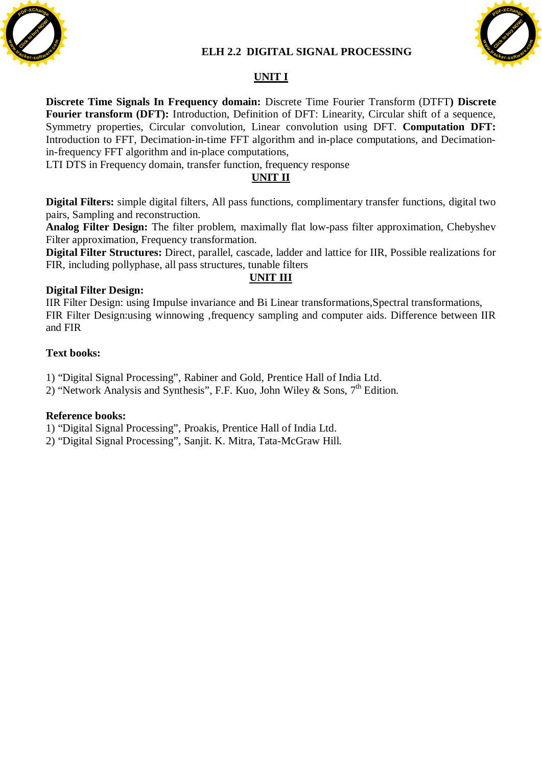# ELH 2.2 DIGITAL SIGNAL PROCESSING

## UNIT I

**Discrete Time Signals In Frequency domain:** Discrete Time Fourier Transform (DTFT**) Discrete Fourier transform (DFT):** Introduction, Definition of DFT: Linearity, Circular shift of a sequence, Symmetry properties, Circular convolution, Linear convolution using DFT. **Computation DFT:** Introduction to FFT, Decimation-in-time FFT algorithm and in-place computations, and Decimation-in-frequency FFT algorithm and in-place computations,

LTI DTS in Frequency domain, transfer function, frequency response

## UNIT II

**Digital Filters:** simple digital filters, All pass functions, complimentary transfer functions, digital two pairs, Sampling and reconstruction.

**Analog Filter Design:** The filter problem, maximally flat low-pass filter approximation, Chebyshev Filter approximation, Frequency transformation.

**Digital Filter Structures:** Direct, parallel, cascade, ladder and lattice for IIR, Possible realizations for FIR, including pollyphase, all pass structures, tunable filters

## UNIT III

**Digital Filter Design:**

IIR Filter Design: using Impulse invariance and Bi Linear transformations,Spectral transformations, FIR Filter Design:using winnowing ,frequency sampling and computer aids. Difference between IIR and FIR

**Text books:**

1) "Digital Signal Processing", Rabiner and Gold, Prentice Hall of India Ltd.
2) "Network Analysis and Synthesis", F.F. Kuo, John Wiley & Sons, 7th Edition.

**Reference books:**

1) "Digital Signal Processing", Proakis, Prentice Hall of India Ltd.
2) "Digital Signal Processing", Sanjit. K. Mitra, Tata-McGraw Hill.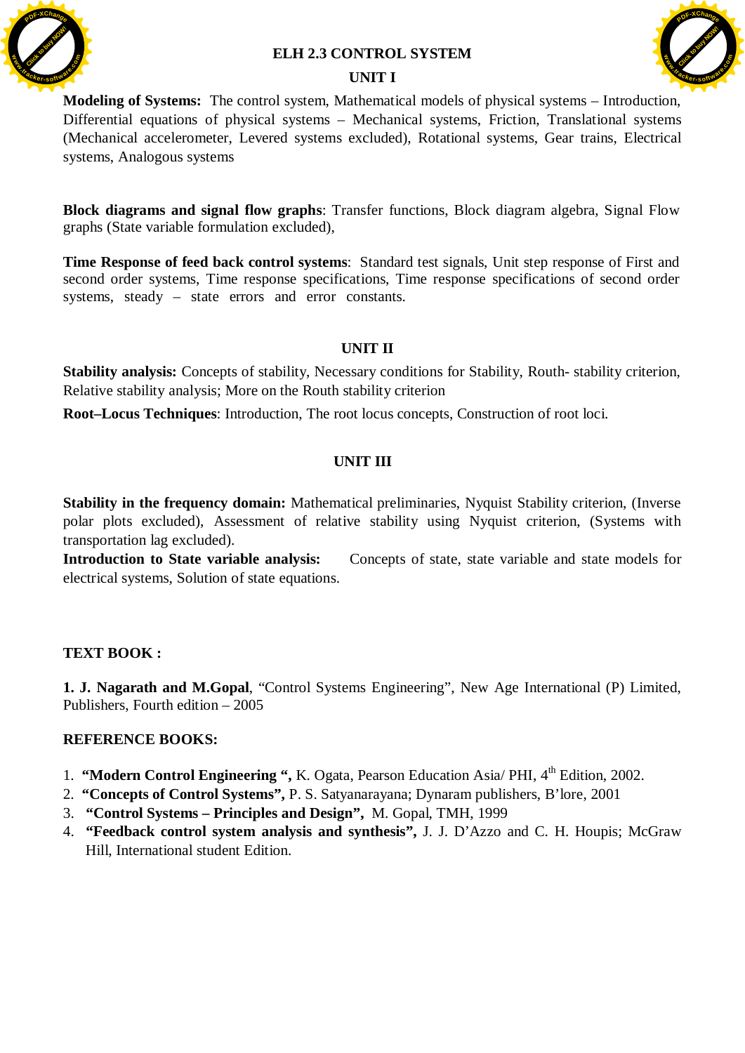# ELH 2.3 CONTROL SYSTEM

## UNIT I

**Modeling of Systems:** The control system, Mathematical models of physical systems – Introduction, Differential equations of physical systems – Mechanical systems, Friction, Translational systems (Mechanical accelerometer, Levered systems excluded), Rotational systems, Gear trains, Electrical systems, Analogous systems

**Block diagrams and signal flow graphs**: Transfer functions, Block diagram algebra, Signal Flow graphs (State variable formulation excluded),

**Time Response of feed back control systems**: Standard test signals, Unit step response of First and second order systems, Time response specifications, Time response specifications of second order systems, steady – state errors and error constants.

## UNIT II

**Stability analysis:** Concepts of stability, Necessary conditions for Stability, Routh- stability criterion, Relative stability analysis; More on the Routh stability criterion

**Root–Locus Techniques**: Introduction, The root locus concepts, Construction of root loci.

## UNIT III

**Stability in the frequency domain:** Mathematical preliminaries, Nyquist Stability criterion, (Inverse polar plots excluded), Assessment of relative stability using Nyquist criterion, (Systems with transportation lag excluded).

**Introduction to State variable analysis:** Concepts of state, state variable and state models for electrical systems, Solution of state equations.

**TEXT BOOK :**

**1. J. Nagarath and M.Gopal**, "Control Systems Engineering", New Age International (P) Limited, Publishers, Fourth edition – 2005

**REFERENCE BOOKS:**

1. **"Modern Control Engineering ",** K. Ogata, Pearson Education Asia/ PHI, 4th Edition, 2002.
2. **"Concepts of Control Systems",** P. S. Satyanarayana; Dynaram publishers, B'lore, 2001
3. **"Control Systems – Principles and Design",** M. Gopal, TMH, 1999
4. **"Feedback control system analysis and synthesis",** J. J. D'Azzo and C. H. Houpis; McGraw Hill, International student Edition.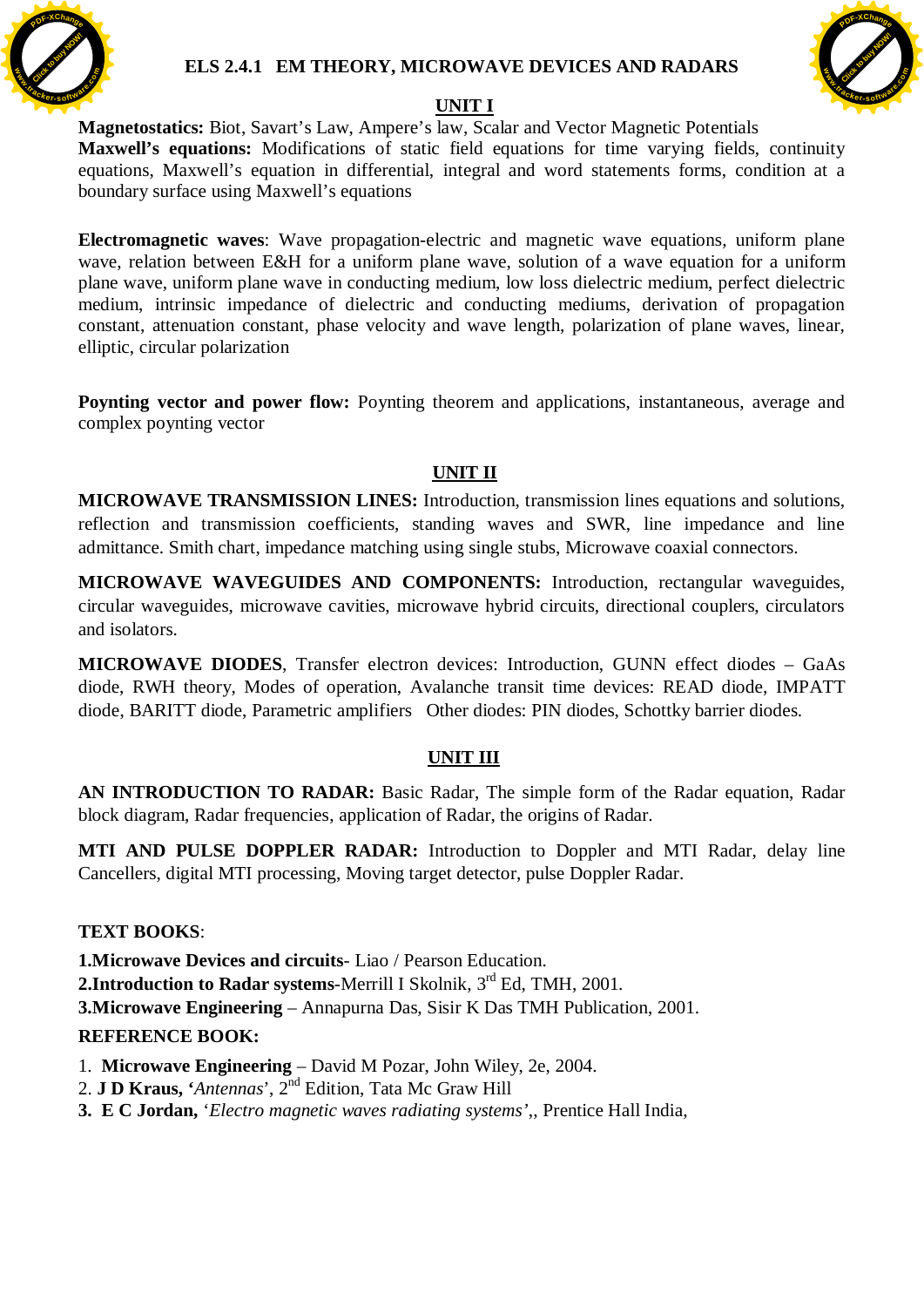# ELS 2.4.1 EM THEORY, MICROWAVE DEVICES AND RADARS

## UNIT I

**Magnetostatics:** Biot, Savart's Law, Ampere's law, Scalar and Vector Magnetic Potentials
**Maxwell's equations:** Modifications of static field equations for time varying fields, continuity equations, Maxwell's equation in differential, integral and word statements forms, condition at a boundary surface using Maxwell's equations

**Electromagnetic waves**: Wave propagation-electric and magnetic wave equations, uniform plane wave, relation between E&H for a uniform plane wave, solution of a wave equation for a uniform plane wave, uniform plane wave in conducting medium, low loss dielectric medium, perfect dielectric medium, intrinsic impedance of dielectric and conducting mediums, derivation of propagation constant, attenuation constant, phase velocity and wave length, polarization of plane waves, linear, elliptic, circular polarization

**Poynting vector and power flow:** Poynting theorem and applications, instantaneous, average and complex poynting vector

## UNIT II

**MICROWAVE TRANSMISSION LINES:** Introduction, transmission lines equations and solutions, reflection and transmission coefficients, standing waves and SWR, line impedance and line admittance. Smith chart, impedance matching using single stubs, Microwave coaxial connectors.

**MICROWAVE WAVEGUIDES AND COMPONENTS:** Introduction, rectangular waveguides, circular waveguides, microwave cavities, microwave hybrid circuits, directional couplers, circulators and isolators.

**MICROWAVE DIODES**, Transfer electron devices: Introduction, GUNN effect diodes – GaAs diode, RWH theory, Modes of operation, Avalanche transit time devices: READ diode, IMPATT diode, BARITT diode, Parametric amplifiers Other diodes: PIN diodes, Schottky barrier diodes.

## UNIT III

**AN INTRODUCTION TO RADAR:** Basic Radar, The simple form of the Radar equation, Radar block diagram, Radar frequencies, application of Radar, the origins of Radar.

**MTI AND PULSE DOPPLER RADAR:** Introduction to Doppler and MTI Radar, delay line Cancellers, digital MTI processing, Moving target detector, pulse Doppler Radar.

**TEXT BOOKS**:

**1.Microwave Devices and circuits**- Liao / Pearson Education.
**2.Introduction to Radar systems**-Merrill I Skolnik, 3rd Ed, TMH, 2001.
**3.Microwave Engineering** – Annapurna Das, Sisir K Das TMH Publication, 2001.

**REFERENCE BOOK:**

1. **Microwave Engineering** – David M Pozar, John Wiley, 2e, 2004.
2. **J D Kraus, '***Antennas*', 2nd Edition, Tata Mc Graw Hill
3. **E C Jordan,** '*Electro magnetic waves radiating systems*',, Prentice Hall India,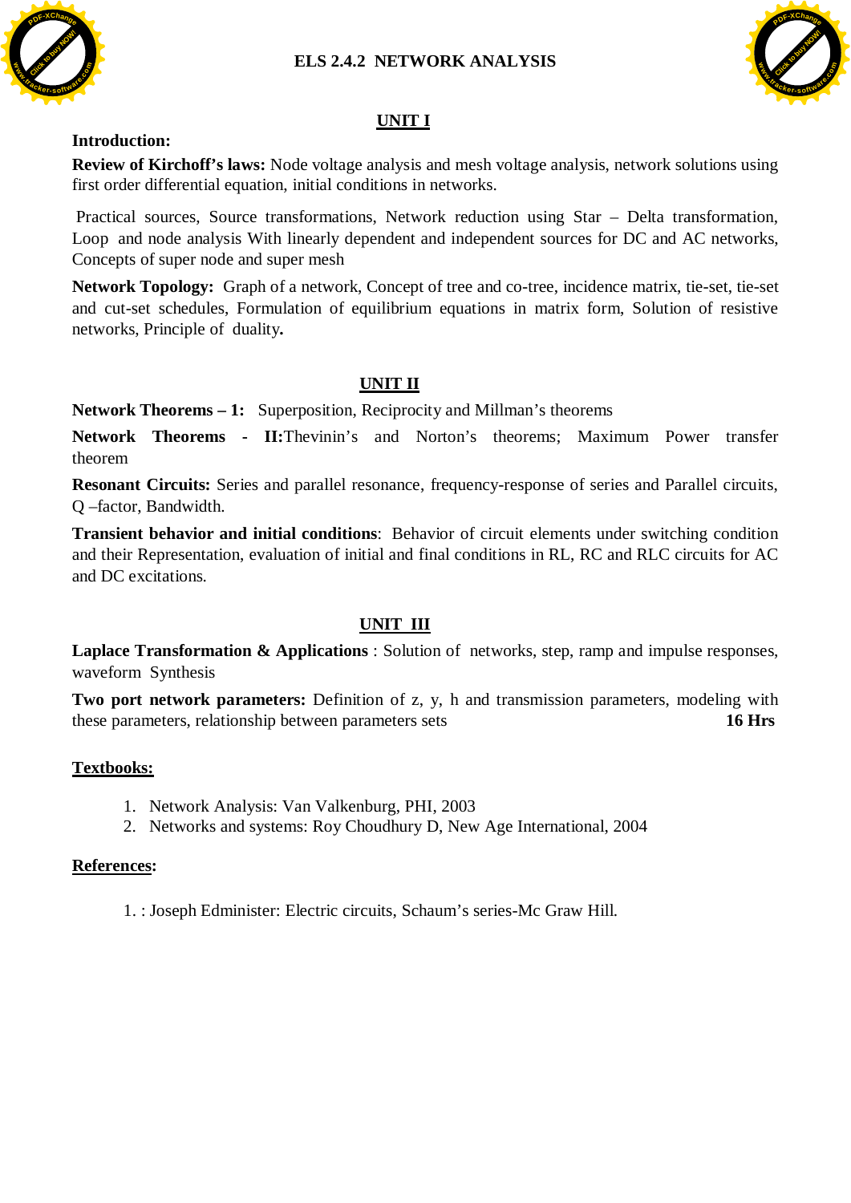# ELS 2.4.2 NETWORK ANALYSIS

## UNIT I

**Introduction:**

**Review of Kirchoff's laws:** Node voltage analysis and mesh voltage analysis, network solutions using first order differential equation, initial conditions in networks.

Practical sources, Source transformations, Network reduction using Star – Delta transformation, Loop and node analysis With linearly dependent and independent sources for DC and AC networks, Concepts of super node and super mesh

**Network Topology:** Graph of a network, Concept of tree and co-tree, incidence matrix, tie-set, tie-set and cut-set schedules, Formulation of equilibrium equations in matrix form, Solution of resistive networks, Principle of duality**.**

## UNIT II

**Network Theorems – 1:** Superposition, Reciprocity and Millman's theorems

**Network Theorems - II:**Thevinin's and Norton's theorems; Maximum Power transfer theorem

**Resonant Circuits:** Series and parallel resonance, frequency-response of series and Parallel circuits, Q –factor, Bandwidth.

**Transient behavior and initial conditions**: Behavior of circuit elements under switching condition and their Representation, evaluation of initial and final conditions in RL, RC and RLC circuits for AC and DC excitations.

## UNIT III

**Laplace Transformation & Applications** : Solution of networks, step, ramp and impulse responses, waveform Synthesis

**Two port network parameters:** Definition of z, y, h and transmission parameters, modeling with these parameters, relationship between parameters sets **16 Hrs**

**Textbooks:**

1. Network Analysis: Van Valkenburg, PHI, 2003
2. Networks and systems: Roy Choudhury D, New Age International, 2004

**References:**

1. : Joseph Edminister: Electric circuits, Schaum's series-Mc Graw Hill.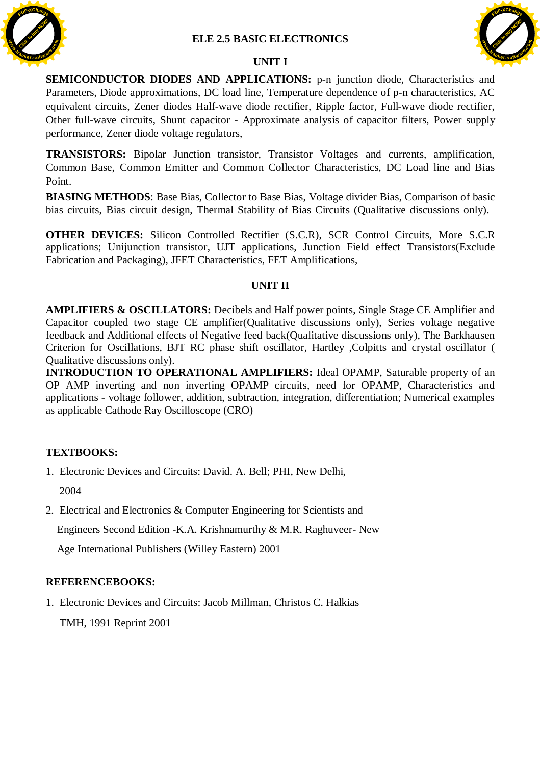# ELE 2.5 BASIC ELECTRONICS

## UNIT I

**SEMICONDUCTOR DIODES AND APPLICATIONS:** p-n junction diode, Characteristics and Parameters, Diode approximations, DC load line, Temperature dependence of p-n characteristics, AC equivalent circuits, Zener diodes Half-wave diode rectifier, Ripple factor, Full-wave diode rectifier, Other full-wave circuits, Shunt capacitor - Approximate analysis of capacitor filters, Power supply performance, Zener diode voltage regulators,

**TRANSISTORS:** Bipolar Junction transistor, Transistor Voltages and currents, amplification, Common Base, Common Emitter and Common Collector Characteristics, DC Load line and Bias Point.

**BIASING METHODS**: Base Bias, Collector to Base Bias, Voltage divider Bias, Comparison of basic bias circuits, Bias circuit design, Thermal Stability of Bias Circuits (Qualitative discussions only).

**OTHER DEVICES:** Silicon Controlled Rectifier (S.C.R), SCR Control Circuits, More S.C.R applications; Unijunction transistor, UJT applications, Junction Field effect Transistors(Exclude Fabrication and Packaging), JFET Characteristics, FET Amplifications,

## UNIT II

**AMPLIFIERS & OSCILLATORS:** Decibels and Half power points, Single Stage CE Amplifier and Capacitor coupled two stage CE amplifier(Qualitative discussions only), Series voltage negative feedback and Additional effects of Negative feed back(Qualitative discussions only), The Barkhausen Criterion for Oscillations, BJT RC phase shift oscillator, Hartley ,Colpitts and crystal oscillator ( Qualitative discussions only).

**INTRODUCTION TO OPERATIONAL AMPLIFIERS:** Ideal OPAMP, Saturable property of an OP AMP inverting and non inverting OPAMP circuits, need for OPAMP, Characteristics and applications - voltage follower, addition, subtraction, integration, differentiation; Numerical examples as applicable Cathode Ray Oscilloscope (CRO)

**TEXTBOOKS:**

1. Electronic Devices and Circuits: David. A. Bell; PHI, New Delhi, 2004
2. Electrical and Electronics & Computer Engineering for Scientists and Engineers Second Edition -K.A. Krishnamurthy & M.R. Raghuveer- New Age International Publishers (Willey Eastern) 2001

**REFERENCEBOOKS:**

1. Electronic Devices and Circuits: Jacob Millman, Christos C. Halkias TMH, 1991 Reprint 2001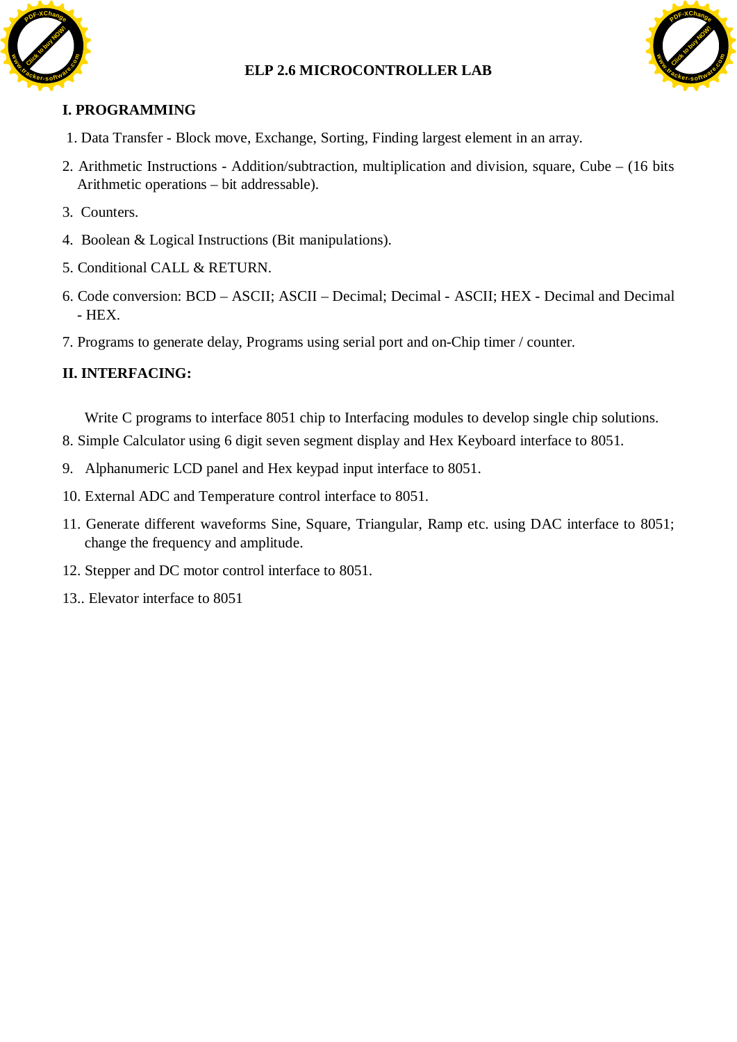# ELP 2.6 MICROCONTROLLER LAB

## I. PROGRAMMING

1. Data Transfer - Block move, Exchange, Sorting, Finding largest element in an array.
2. Arithmetic Instructions - Addition/subtraction, multiplication and division, square, Cube – (16 bits Arithmetic operations – bit addressable).
3. Counters.
4. Boolean & Logical Instructions (Bit manipulations).
5. Conditional CALL & RETURN.
6. Code conversion: BCD – ASCII; ASCII – Decimal; Decimal - ASCII; HEX - Decimal and Decimal - HEX.
7. Programs to generate delay, Programs using serial port and on-Chip timer / counter.

## II. INTERFACING:

Write C programs to interface 8051 chip to Interfacing modules to develop single chip solutions.

8. Simple Calculator using 6 digit seven segment display and Hex Keyboard interface to 8051.
9. Alphanumeric LCD panel and Hex keypad input interface to 8051.
10. External ADC and Temperature control interface to 8051.
11. Generate different waveforms Sine, Square, Triangular, Ramp etc. using DAC interface to 8051; change the frequency and amplitude.
12. Stepper and DC motor control interface to 8051.

13.. Elevator interface to 8051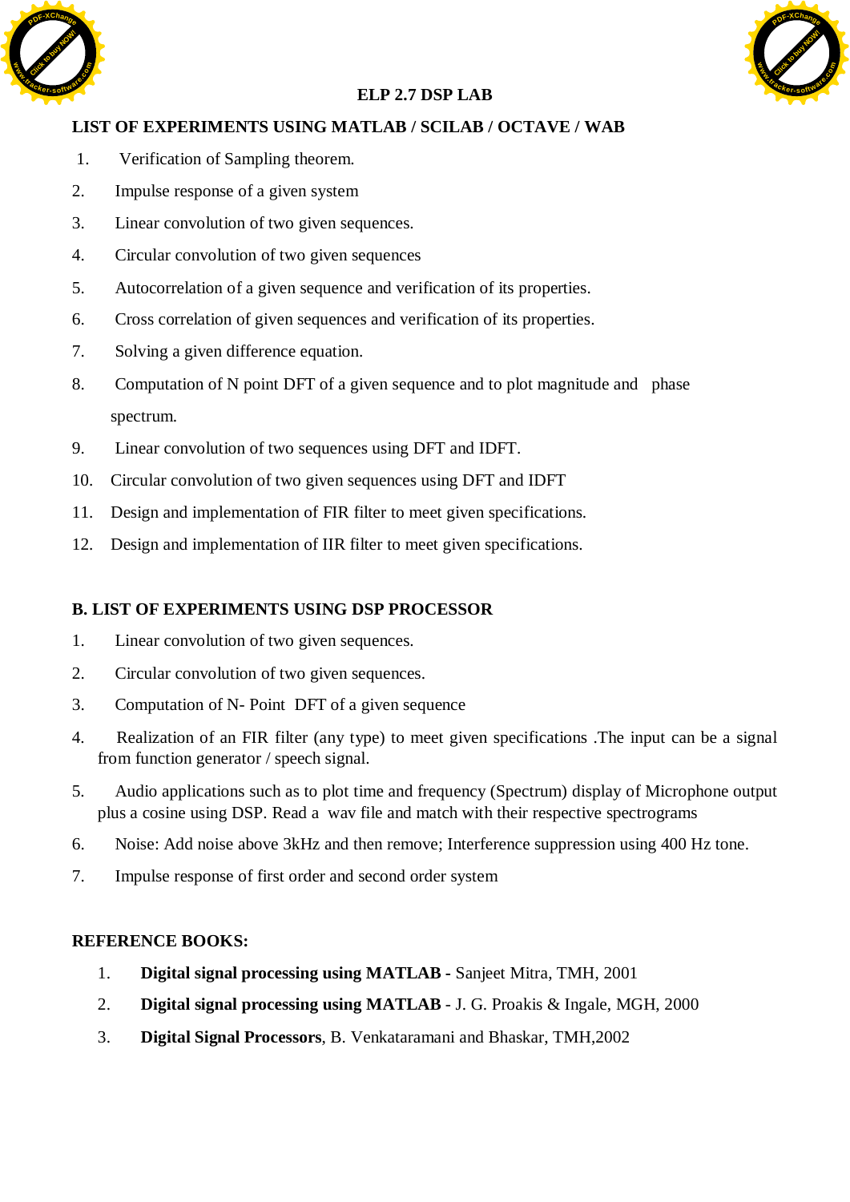# ELP 2.7 DSP LAB

## LIST OF EXPERIMENTS USING MATLAB / SCILAB / OCTAVE / WAB

1. Verification of Sampling theorem.
2. Impulse response of a given system
3. Linear convolution of two given sequences.
4. Circular convolution of two given sequences
5. Autocorrelation of a given sequence and verification of its properties.
6. Cross correlation of given sequences and verification of its properties.
7. Solving a given difference equation.
8. Computation of N point DFT of a given sequence and to plot magnitude and phase spectrum.
9. Linear convolution of two sequences using DFT and IDFT.
10. Circular convolution of two given sequences using DFT and IDFT
11. Design and implementation of FIR filter to meet given specifications.
12. Design and implementation of IIR filter to meet given specifications.

## B. LIST OF EXPERIMENTS USING DSP PROCESSOR

1. Linear convolution of two given sequences.
2. Circular convolution of two given sequences.
3. Computation of N- Point DFT of a given sequence
4. Realization of an FIR filter (any type) to meet given specifications .The input can be a signal from function generator / speech signal.
5. Audio applications such as to plot time and frequency (Spectrum) display of Microphone output plus a cosine using DSP. Read a wav file and match with their respective spectrograms
6. Noise: Add noise above 3kHz and then remove; Interference suppression using 400 Hz tone.
7. Impulse response of first order and second order system

## REFERENCE BOOKS:

1. **Digital signal processing using MATLAB** - Sanjeet Mitra, TMH, 2001
2. **Digital signal processing using MATLAB** - J. G. Proakis & Ingale, MGH, 2000
3. **Digital Signal Processors**, B. Venkataramani and Bhaskar, TMH,2002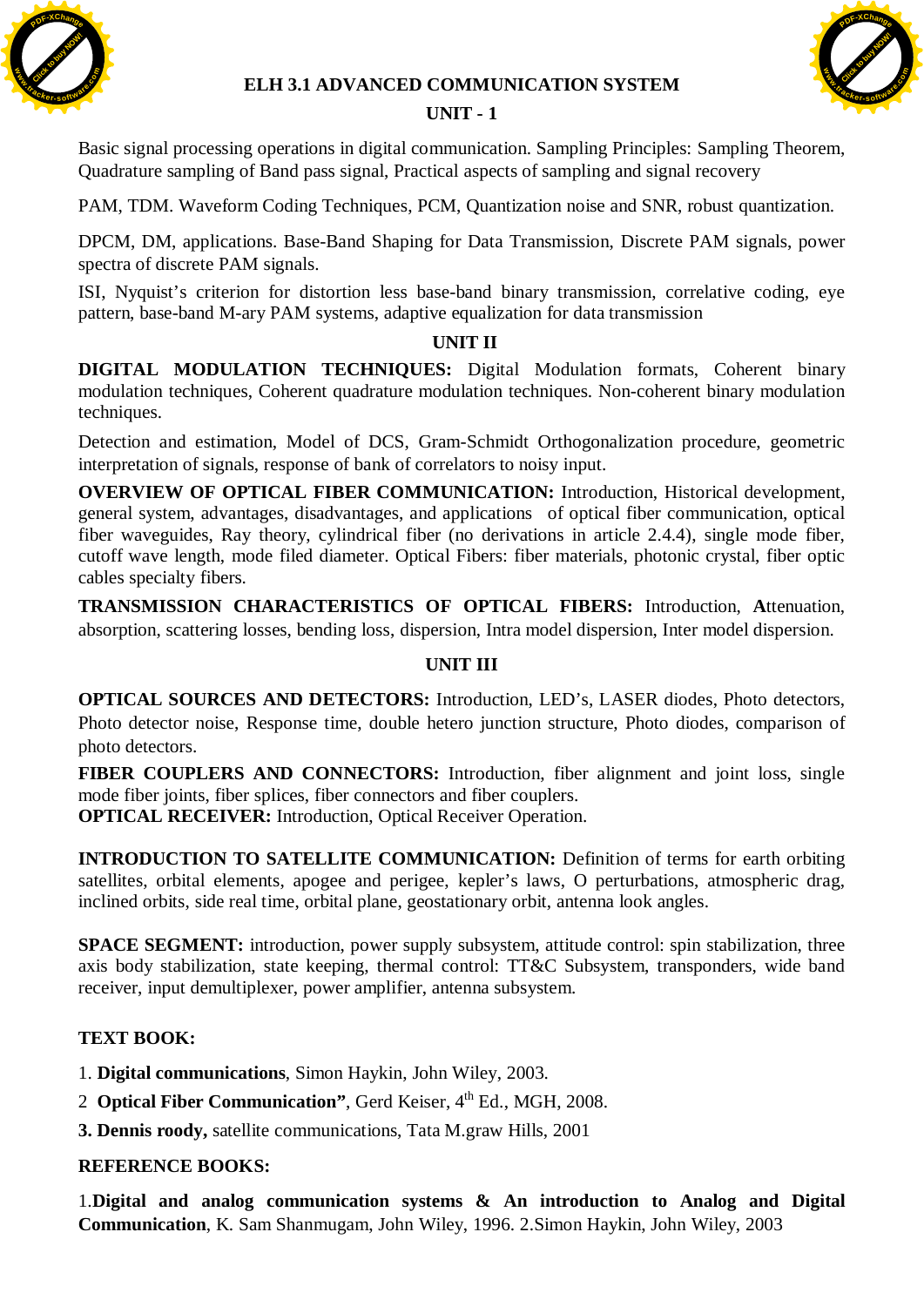## ELH 3.1 ADVANCED COMMUNICATION SYSTEM

### UNIT - 1

Basic signal processing operations in digital communication. Sampling Principles: Sampling Theorem, Quadrature sampling of Band pass signal, Practical aspects of sampling and signal recovery

PAM, TDM. Waveform Coding Techniques, PCM, Quantization noise and SNR, robust quantization.

DPCM, DM, applications. Base-Band Shaping for Data Transmission, Discrete PAM signals, power spectra of discrete PAM signals.

ISI, Nyquist's criterion for distortion less base-band binary transmission, correlative coding, eye pattern, base-band M-ary PAM systems, adaptive equalization for data transmission

### UNIT II

**DIGITAL MODULATION TECHNIQUES:** Digital Modulation formats, Coherent binary modulation techniques, Coherent quadrature modulation techniques. Non-coherent binary modulation techniques.

Detection and estimation, Model of DCS, Gram-Schmidt Orthogonalization procedure, geometric interpretation of signals, response of bank of correlators to noisy input.

**OVERVIEW OF OPTICAL FIBER COMMUNICATION:** Introduction, Historical development, general system, advantages, disadvantages, and applications of optical fiber communication, optical fiber waveguides, Ray theory, cylindrical fiber (no derivations in article 2.4.4), single mode fiber, cutoff wave length, mode filed diameter. Optical Fibers: fiber materials, photonic crystal, fiber optic cables specialty fibers.

**TRANSMISSION CHARACTERISTICS OF OPTICAL FIBERS:** Introduction, **A**ttenuation, absorption, scattering losses, bending loss, dispersion, Intra model dispersion, Inter model dispersion.

### UNIT III

**OPTICAL SOURCES AND DETECTORS:** Introduction, LED's, LASER diodes, Photo detectors, Photo detector noise, Response time, double hetero junction structure, Photo diodes, comparison of photo detectors.

**FIBER COUPLERS AND CONNECTORS:** Introduction, fiber alignment and joint loss, single mode fiber joints, fiber splices, fiber connectors and fiber couplers.
**OPTICAL RECEIVER:** Introduction, Optical Receiver Operation.

**INTRODUCTION TO SATELLITE COMMUNICATION:** Definition of terms for earth orbiting satellites, orbital elements, apogee and perigee, kepler's laws, O perturbations, atmospheric drag, inclined orbits, side real time, orbital plane, geostationary orbit, antenna look angles.

**SPACE SEGMENT:** introduction, power supply subsystem, attitude control: spin stabilization, three axis body stabilization, state keeping, thermal control: TT&C Subsystem, transponders, wide band receiver, input demultiplexer, power amplifier, antenna subsystem.

**TEXT BOOK:**

1. **Digital communications**, Simon Haykin, John Wiley, 2003.
2. **Optical Fiber Communication"**, Gerd Keiser, 4th Ed., MGH, 2008.
3. **Dennis roody,** satellite communications, Tata M.graw Hills, 2001

**REFERENCE BOOKS:**

1.**Digital and analog communication systems & An introduction to Analog and Digital Communication**, K. Sam Shanmugam, John Wiley, 1996. 2.Simon Haykin, John Wiley, 2003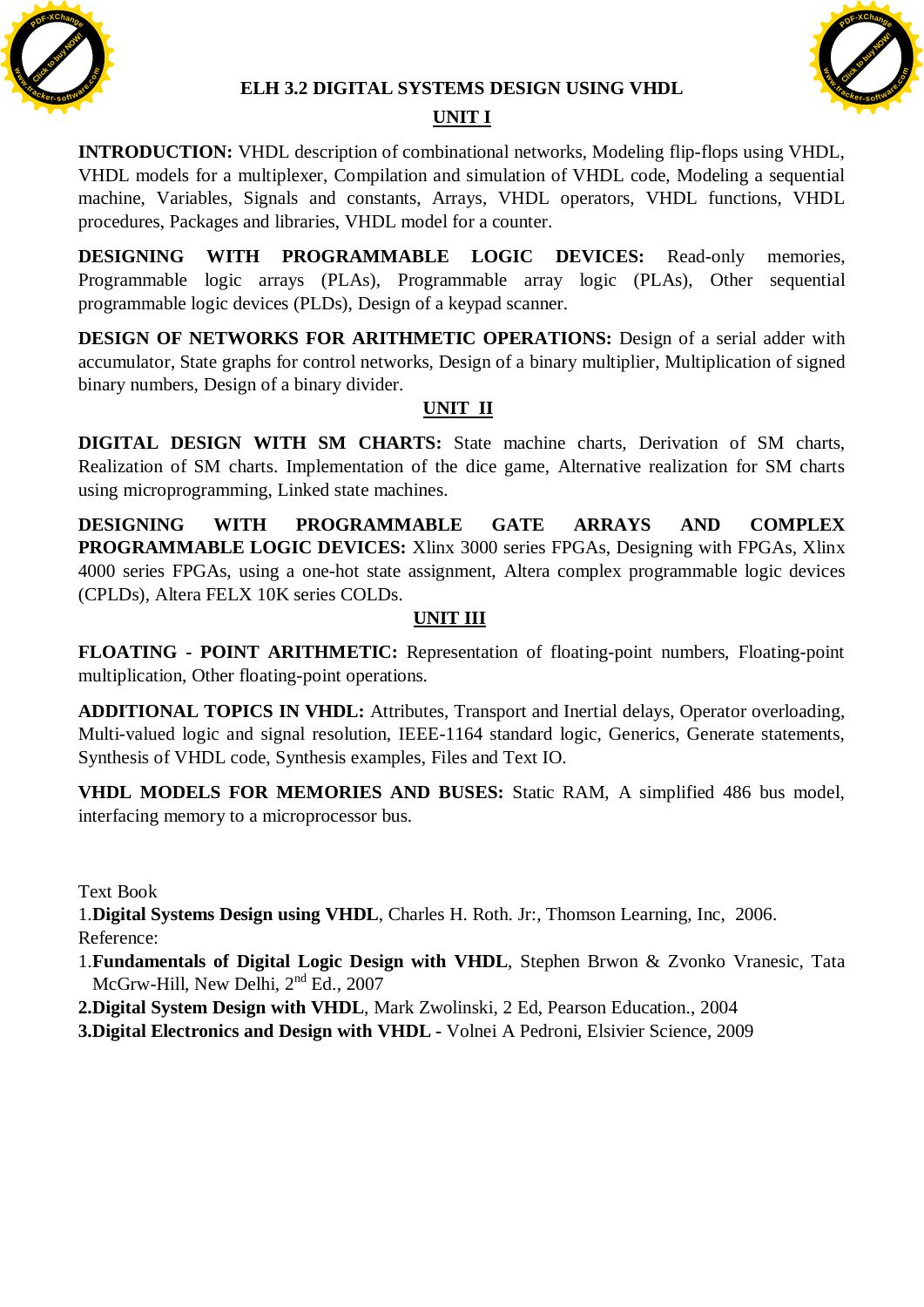# ELH 3.2 DIGITAL SYSTEMS DESIGN USING VHDL

## UNIT I

**INTRODUCTION:** VHDL description of combinational networks, Modeling flip-flops using VHDL, VHDL models for a multiplexer, Compilation and simulation of VHDL code, Modeling a sequential machine, Variables, Signals and constants, Arrays, VHDL operators, VHDL functions, VHDL procedures, Packages and libraries, VHDL model for a counter.

**DESIGNING WITH PROGRAMMABLE LOGIC DEVICES:** Read-only memories, Programmable logic arrays (PLAs), Programmable array logic (PLAs), Other sequential programmable logic devices (PLDs), Design of a keypad scanner.

**DESIGN OF NETWORKS FOR ARITHMETIC OPERATIONS:** Design of a serial adder with accumulator, State graphs for control networks, Design of a binary multiplier, Multiplication of signed binary numbers, Design of a binary divider.

## UNIT II

**DIGITAL DESIGN WITH SM CHARTS:** State machine charts, Derivation of SM charts, Realization of SM charts. Implementation of the dice game, Alternative realization for SM charts using microprogramming, Linked state machines.

**DESIGNING WITH PROGRAMMABLE GATE ARRAYS AND COMPLEX PROGRAMMABLE LOGIC DEVICES:** Xlinx 3000 series FPGAs, Designing with FPGAs, Xlinx 4000 series FPGAs, using a one-hot state assignment, Altera complex programmable logic devices (CPLDs), Altera FELX 10K series COLDs.

## UNIT III

**FLOATING - POINT ARITHMETIC:** Representation of floating-point numbers, Floating-point multiplication, Other floating-point operations.

**ADDITIONAL TOPICS IN VHDL:** Attributes, Transport and Inertial delays, Operator overloading, Multi-valued logic and signal resolution, IEEE-1164 standard logic, Generics, Generate statements, Synthesis of VHDL code, Synthesis examples, Files and Text IO.

**VHDL MODELS FOR MEMORIES AND BUSES:** Static RAM, A simplified 486 bus model, interfacing memory to a microprocessor bus.

Text Book

1.**Digital Systems Design using VHDL**, Charles H. Roth. Jr:, Thomson Learning, Inc, 2006.

Reference:

1.**Fundamentals of Digital Logic Design with VHDL**, Stephen Brwon & Zvonko Vranesic, Tata McGrw-Hill, New Delhi, 2nd Ed., 2007

**2.Digital System Design with VHDL**, Mark Zwolinski, 2 Ed, Pearson Education., 2004

**3.Digital Electronics and Design with VHDL** - Volnei A Pedroni, Elsivier Science, 2009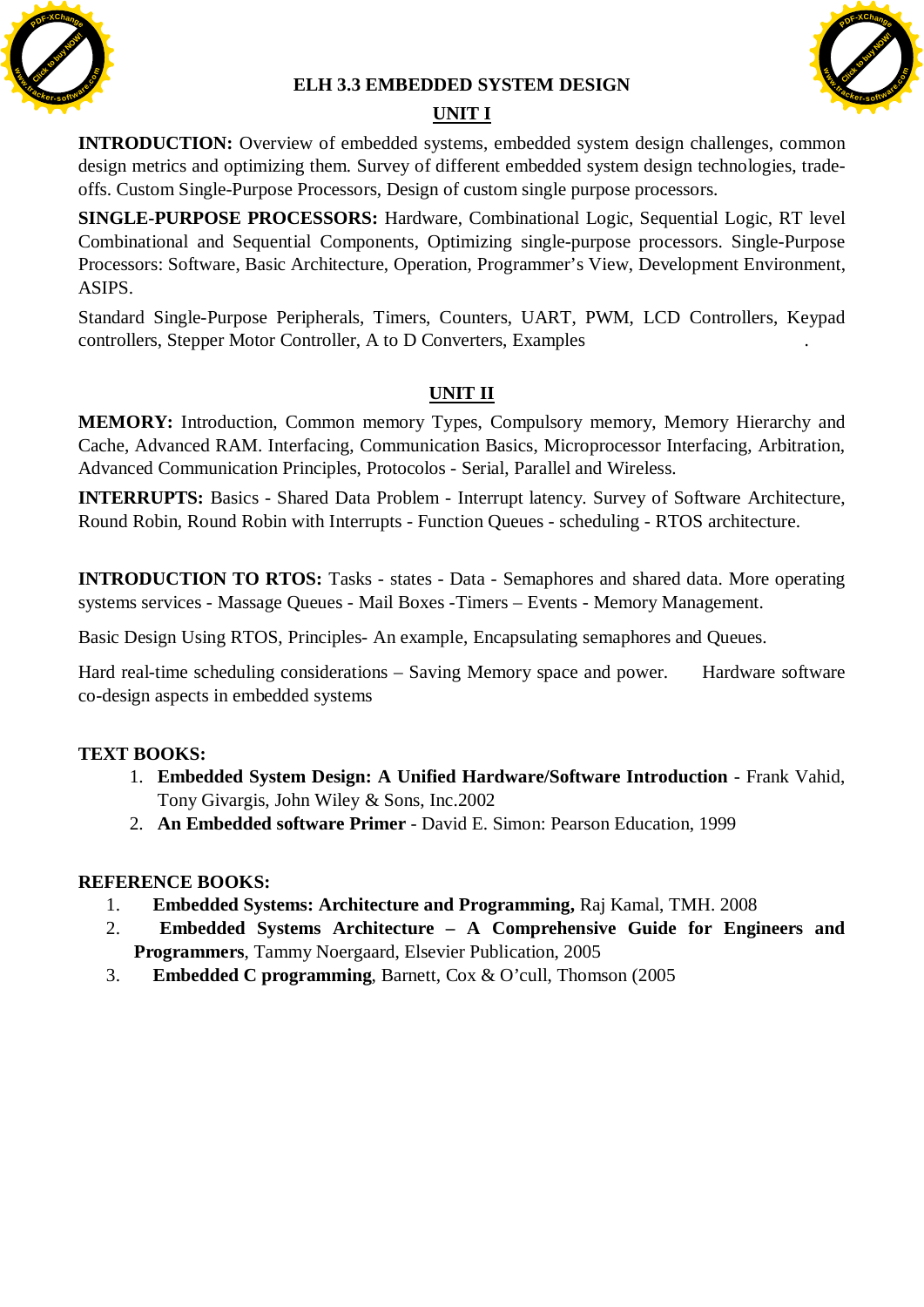# ELH 3.3 EMBEDDED SYSTEM DESIGN

## UNIT I

**INTRODUCTION:** Overview of embedded systems, embedded system design challenges, common design metrics and optimizing them. Survey of different embedded system design technologies, trade-offs. Custom Single-Purpose Processors, Design of custom single purpose processors.

**SINGLE-PURPOSE PROCESSORS:** Hardware, Combinational Logic, Sequential Logic, RT level Combinational and Sequential Components, Optimizing single-purpose processors. Single-Purpose Processors: Software, Basic Architecture, Operation, Programmer's View, Development Environment, ASIPS.

Standard Single-Purpose Peripherals, Timers, Counters, UART, PWM, LCD Controllers, Keypad controllers, Stepper Motor Controller, A to D Converters, Examples .

## UNIT II

**MEMORY:** Introduction, Common memory Types, Compulsory memory, Memory Hierarchy and Cache, Advanced RAM. Interfacing, Communication Basics, Microprocessor Interfacing, Arbitration, Advanced Communication Principles, Protocolos - Serial, Parallel and Wireless.

**INTERRUPTS:** Basics - Shared Data Problem - Interrupt latency. Survey of Software Architecture, Round Robin, Round Robin with Interrupts - Function Queues - scheduling - RTOS architecture.

**INTRODUCTION TO RTOS:** Tasks - states - Data - Semaphores and shared data. More operating systems services - Massage Queues - Mail Boxes -Timers – Events - Memory Management.

Basic Design Using RTOS, Principles- An example, Encapsulating semaphores and Queues.

Hard real-time scheduling considerations – Saving Memory space and power. Hardware software co-design aspects in embedded systems

**TEXT BOOKS:**

1. **Embedded System Design: A Unified Hardware/Software Introduction** - Frank Vahid, Tony Givargis, John Wiley & Sons, Inc.2002
2. **An Embedded software Primer** - David E. Simon: Pearson Education, 1999

**REFERENCE BOOKS:**

1. **Embedded Systems: Architecture and Programming,** Raj Kamal, TMH. 2008
2. **Embedded Systems Architecture – A Comprehensive Guide for Engineers and Programmers**, Tammy Noergaard, Elsevier Publication, 2005
3. **Embedded C programming**, Barnett, Cox & O'cull, Thomson (2005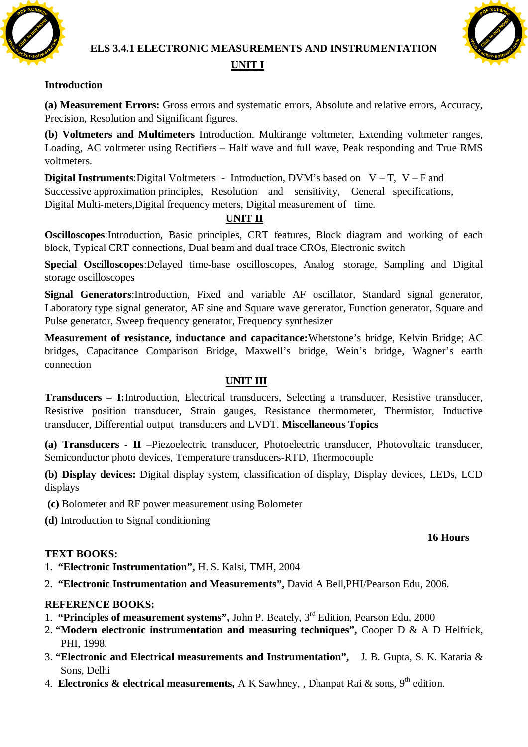# ELS 3.4.1 ELECTRONIC MEASUREMENTS AND INSTRUMENTATION

## UNIT I

**Introduction**

**(a) Measurement Errors:** Gross errors and systematic errors, Absolute and relative errors, Accuracy, Precision, Resolution and Significant figures.

**(b) Voltmeters and Multimeters** Introduction, Multirange voltmeter, Extending voltmeter ranges, Loading, AC voltmeter using Rectifiers – Half wave and full wave, Peak responding and True RMS voltmeters.

**Digital Instruments**:Digital Voltmeters - Introduction, DVM's based on V – T, V – F and Successive approximation principles, Resolution and sensitivity, General specifications, Digital Multi-meters,Digital frequency meters, Digital measurement of time.

## UNIT II

**Oscilloscopes**:Introduction, Basic principles, CRT features, Block diagram and working of each block, Typical CRT connections, Dual beam and dual trace CROs, Electronic switch

**Special Oscilloscopes**:Delayed time-base oscilloscopes, Analog storage, Sampling and Digital storage oscilloscopes

**Signal Generators**:Introduction, Fixed and variable AF oscillator, Standard signal generator, Laboratory type signal generator, AF sine and Square wave generator, Function generator, Square and Pulse generator, Sweep frequency generator, Frequency synthesizer

**Measurement of resistance, inductance and capacitance:**Whetstone's bridge, Kelvin Bridge; AC bridges, Capacitance Comparison Bridge, Maxwell's bridge, Wein's bridge, Wagner's earth connection

## UNIT III

**Transducers – I:**Introduction, Electrical transducers, Selecting a transducer, Resistive transducer, Resistive position transducer, Strain gauges, Resistance thermometer, Thermistor, Inductive transducer, Differential output transducers and LVDT. **Miscellaneous Topics**

**(a) Transducers - II** –Piezoelectric transducer, Photoelectric transducer, Photovoltaic transducer, Semiconductor photo devices, Temperature transducers-RTD, Thermocouple

**(b) Display devices:** Digital display system, classification of display, Display devices, LEDs, LCD displays

**(c)** Bolometer and RF power measurement using Bolometer

**(d)** Introduction to Signal conditioning

**16 Hours**

**TEXT BOOKS:**

1. **"Electronic Instrumentation",** H. S. Kalsi, TMH, 2004
2. **"Electronic Instrumentation and Measurements",** David A Bell,PHI/Pearson Edu, 2006.

**REFERENCE BOOKS:**

1. **"Principles of measurement systems",** John P. Beately, 3rd Edition, Pearson Edu, 2000
2. **"Modern electronic instrumentation and measuring techniques",** Cooper D & A D Helfrick, PHI, 1998.
3. **"Electronic and Electrical measurements and Instrumentation",** J. B. Gupta, S. K. Kataria & Sons, Delhi
4. **Electronics & electrical measurements,** A K Sawhney, , Dhanpat Rai & sons, 9th edition.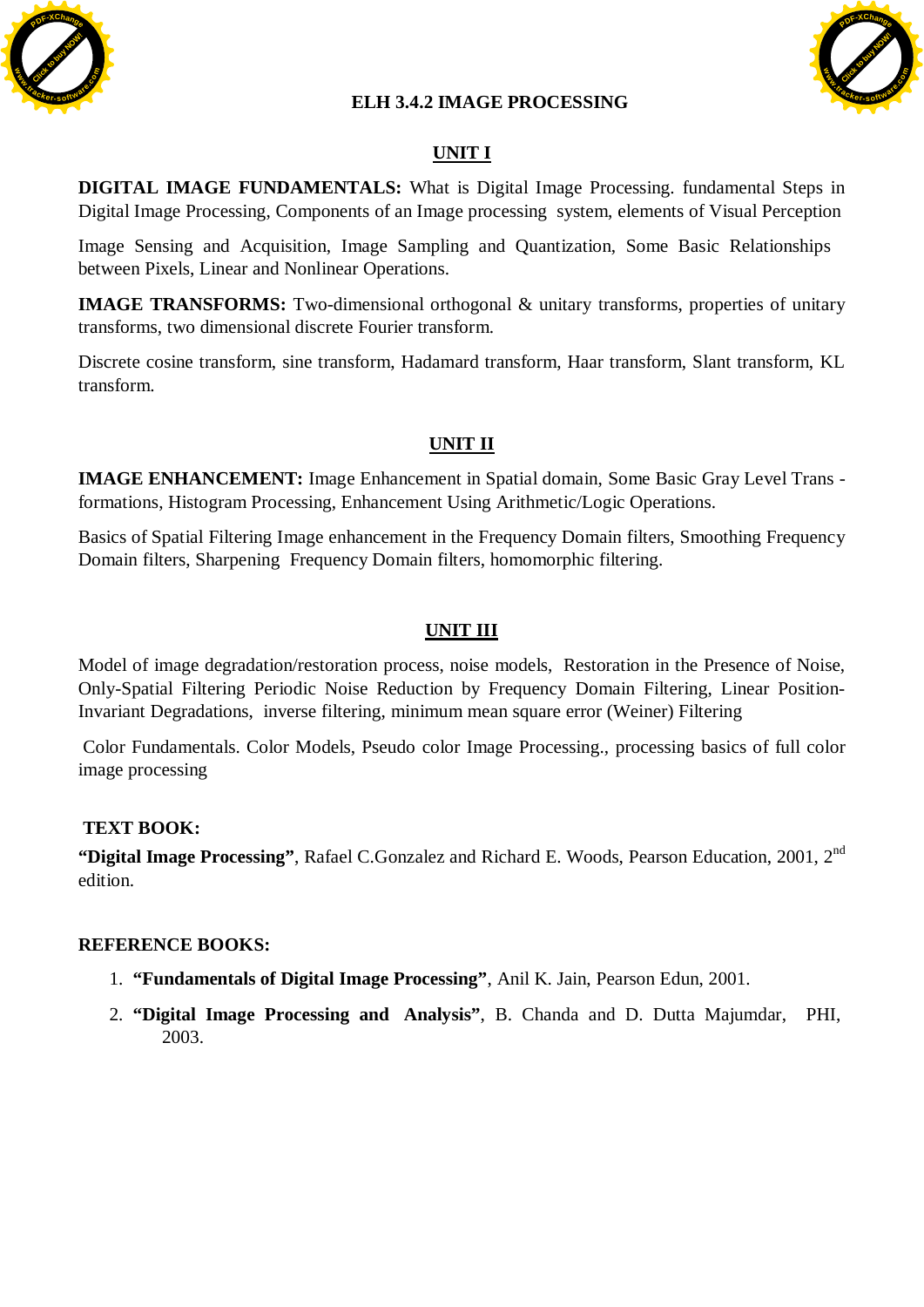# ELH 3.4.2 IMAGE PROCESSING

## UNIT I

**DIGITAL IMAGE FUNDAMENTALS:** What is Digital Image Processing. fundamental Steps in Digital Image Processing, Components of an Image processing system, elements of Visual Perception

Image Sensing and Acquisition, Image Sampling and Quantization, Some Basic Relationships between Pixels, Linear and Nonlinear Operations.

**IMAGE TRANSFORMS:** Two-dimensional orthogonal & unitary transforms, properties of unitary transforms, two dimensional discrete Fourier transform.

Discrete cosine transform, sine transform, Hadamard transform, Haar transform, Slant transform, KL transform.

## UNIT II

**IMAGE ENHANCEMENT:** Image Enhancement in Spatial domain, Some Basic Gray Level Trans - formations, Histogram Processing, Enhancement Using Arithmetic/Logic Operations.

Basics of Spatial Filtering Image enhancement in the Frequency Domain filters, Smoothing Frequency Domain filters, Sharpening Frequency Domain filters, homomorphic filtering.

## UNIT III

Model of image degradation/restoration process, noise models, Restoration in the Presence of Noise, Only-Spatial Filtering Periodic Noise Reduction by Frequency Domain Filtering, Linear Position-Invariant Degradations, inverse filtering, minimum mean square error (Weiner) Filtering

Color Fundamentals. Color Models, Pseudo color Image Processing., processing basics of full color image processing

**TEXT BOOK:**

**"Digital Image Processing"**, Rafael C.Gonzalez and Richard E. Woods, Pearson Education, 2001, 2nd edition.

**REFERENCE BOOKS:**

1. **"Fundamentals of Digital Image Processing"**, Anil K. Jain, Pearson Edun, 2001.
2. **"Digital Image Processing and Analysis"**, B. Chanda and D. Dutta Majumdar, PHI, 2003.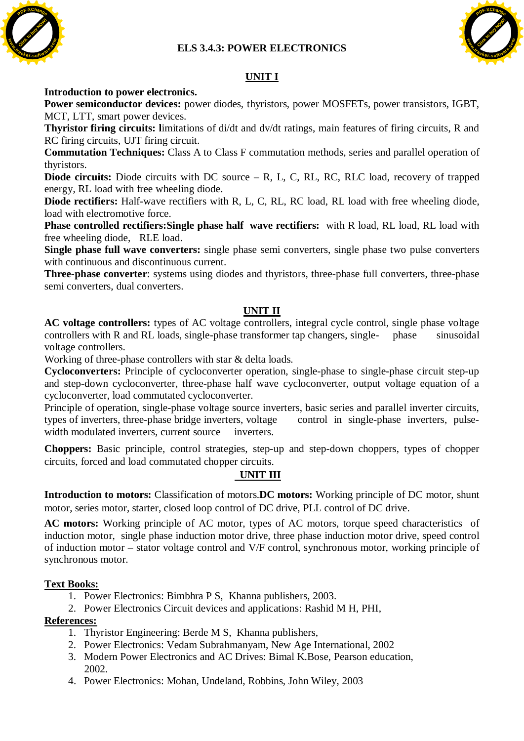# ELS 3.4.3: POWER ELECTRONICS

## UNIT I

**Introduction to power electronics.**
**Power semiconductor devices:** power diodes, thyristors, power MOSFETs, power transistors, IGBT, MCT, LTT, smart power devices.
**Thyristor firing circuits: l**imitations of di/dt and dv/dt ratings, main features of firing circuits, R and RC firing circuits, UJT firing circuit.
**Commutation Techniques:** Class A to Class F commutation methods, series and parallel operation of thyristors.
**Diode circuits:** Diode circuits with DC source – R, L, C, RL, RC, RLC load, recovery of trapped energy, RL load with free wheeling diode.
**Diode rectifiers:** Half-wave rectifiers with R, L, C, RL, RC load, RL load with free wheeling diode, load with electromotive force.
**Phase controlled rectifiers:Single phase half wave rectifiers:** with R load, RL load, RL load with free wheeling diode, RLE load.
**Single phase full wave converters:** single phase semi converters, single phase two pulse converters with continuous and discontinuous current.
**Three-phase converter**: systems using diodes and thyristors, three-phase full converters, three-phase semi converters, dual converters.

## UNIT II

**AC voltage controllers:** types of AC voltage controllers, integral cycle control, single phase voltage controllers with R and RL loads, single-phase transformer tap changers, single- phase sinusoidal voltage controllers.
Working of three-phase controllers with star & delta loads.
**Cycloconverters:** Principle of cycloconverter operation, single-phase to single-phase circuit step-up and step-down cycloconverter, three-phase half wave cycloconverter, output voltage equation of a cycloconverter, load commutated cycloconverter.
Principle of operation, single-phase voltage source inverters, basic series and parallel inverter circuits, types of inverters, three-phase bridge inverters, voltage control in single-phase inverters, pulse-width modulated inverters, current source inverters.

**Choppers:** Basic principle, control strategies, step-up and step-down choppers, types of chopper circuits, forced and load commutated chopper circuits.

## UNIT III

**Introduction to motors:** Classification of motors.**DC motors:** Working principle of DC motor, shunt motor, series motor, starter, closed loop control of DC drive, PLL control of DC drive.

**AC motors:** Working principle of AC motor, types of AC motors, torque speed characteristics of induction motor, single phase induction motor drive, three phase induction motor drive, speed control of induction motor – stator voltage control and V/F control, synchronous motor, working principle of synchronous motor.

**Text Books:**

1. Power Electronics: Bimbhra P S, Khanna publishers, 2003.
2. Power Electronics Circuit devices and applications: Rashid M H, PHI,

**References:**

1. Thyristor Engineering: Berde M S, Khanna publishers,
2. Power Electronics: Vedam Subrahmanyam, New Age International, 2002
3. Modern Power Electronics and AC Drives: Bimal K.Bose, Pearson education, 2002.
4. Power Electronics: Mohan, Undeland, Robbins, John Wiley, 2003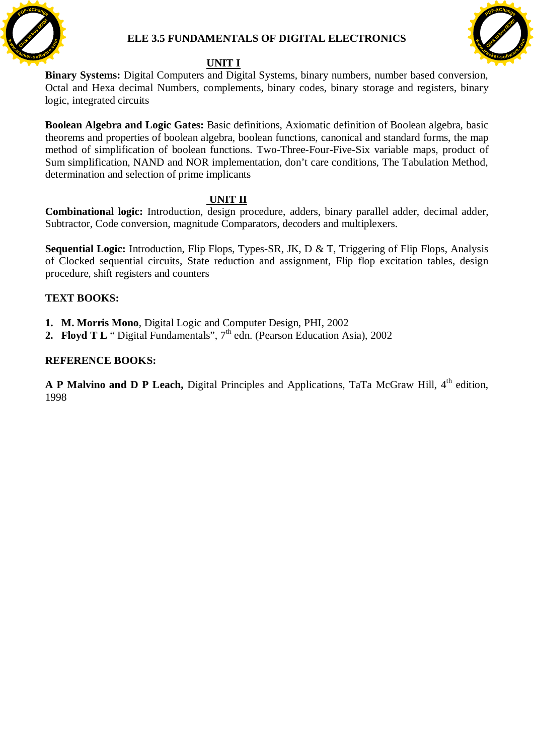# ELE 3.5 FUNDAMENTALS OF DIGITAL ELECTRONICS

## UNIT I

**Binary Systems:** Digital Computers and Digital Systems, binary numbers, number based conversion, Octal and Hexa decimal Numbers, complements, binary codes, binary storage and registers, binary logic, integrated circuits

**Boolean Algebra and Logic Gates:** Basic definitions, Axiomatic definition of Boolean algebra, basic theorems and properties of boolean algebra, boolean functions, canonical and standard forms, the map method of simplification of boolean functions. Two-Three-Four-Five-Six variable maps, product of Sum simplification, NAND and NOR implementation, don't care conditions, The Tabulation Method, determination and selection of prime implicants

## UNIT II

**Combinational logic:** Introduction, design procedure, adders, binary parallel adder, decimal adder, Subtractor, Code conversion, magnitude Comparators, decoders and multiplexers.

**Sequential Logic:** Introduction, Flip Flops, Types-SR, JK, D & T, Triggering of Flip Flops, Analysis of Clocked sequential circuits, State reduction and assignment, Flip flop excitation tables, design procedure, shift registers and counters

**TEXT BOOKS:**

1. **M. Morris Mono**, Digital Logic and Computer Design, PHI, 2002
2. **Floyd T L** " Digital Fundamentals", 7th edn. (Pearson Education Asia), 2002

**REFERENCE BOOKS:**

**A P Malvino and D P Leach,** Digital Principles and Applications, TaTa McGraw Hill, 4th edition, 1998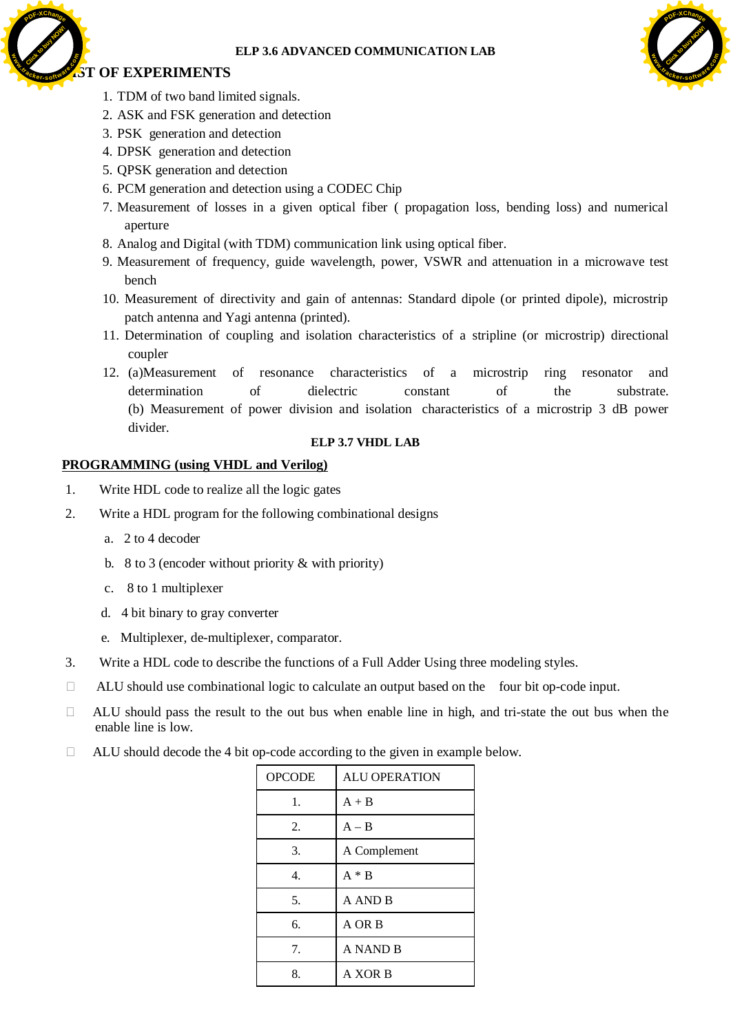## ELP 3.6 ADVANCED COMMUNICATION LAB

### LIST OF EXPERIMENTS

1. TDM of two band limited signals.
2. ASK and FSK generation and detection
3. PSK generation and detection
4. DPSK generation and detection
5. QPSK generation and detection
6. PCM generation and detection using a CODEC Chip
7. Measurement of losses in a given optical fiber ( propagation loss, bending loss) and numerical aperture
8. Analog and Digital (with TDM) communication link using optical fiber.
9. Measurement of frequency, guide wavelength, power, VSWR and attenuation in a microwave test bench
10. Measurement of directivity and gain of antennas: Standard dipole (or printed dipole), microstrip patch antenna and Yagi antenna (printed).
11. Determination of coupling and isolation characteristics of a stripline (or microstrip) directional coupler
12. (a)Measurement of resonance characteristics of a microstrip ring resonator and determination of dielectric constant of the substrate.
    (b) Measurement of power division and isolation characteristics of a microstrip 3 dB power divider.

## ELP 3.7 VHDL LAB

**PROGRAMMING (using VHDL and Verilog)**

1. Write HDL code to realize all the logic gates
2. Write a HDL program for the following combinational designs
   a. 2 to 4 decoder
   b. 8 to 3 (encoder without priority & with priority)
   c. 8 to 1 multiplexer
   d. 4 bit binary to gray converter
   e. Multiplexer, de-multiplexer, comparator.
3. Write a HDL code to describe the functions of a Full Adder Using three modeling styles.

- ALU should use combinational logic to calculate an output based on the four bit op-code input.
- ALU should pass the result to the out bus when enable line in high, and tri-state the out bus when the enable line is low.
- ALU should decode the 4 bit op-code according to the given in example below.

| OPCODE | ALU OPERATION |
|---|---|
| 1. | A + B |
| 2. | A – B |
| 3. | A Complement |
| 4. | A * B |
| 5. | A AND B |
| 6. | A OR B |
| 7. | A NAND B |
| 8. | A XOR B |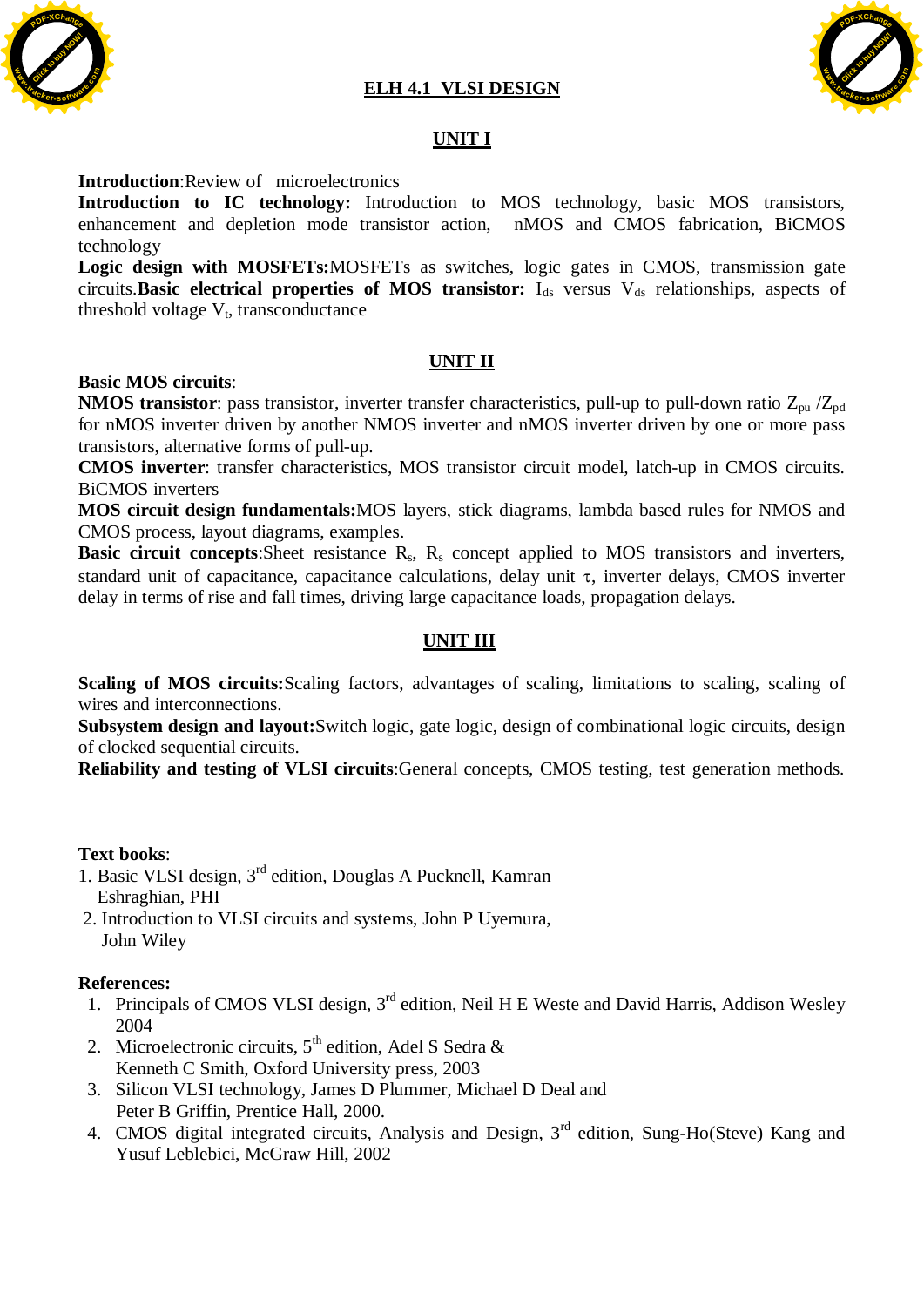# ELH 4.1 VLSI DESIGN

## UNIT I

**Introduction**:Review of microelectronics

**Introduction to IC technology:** Introduction to MOS technology, basic MOS transistors, enhancement and depletion mode transistor action, nMOS and CMOS fabrication, BiCMOS technology

**Logic design with MOSFETs:**MOSFETs as switches, logic gates in CMOS, transmission gate circuits.**Basic electrical properties of MOS transistor:** $I_{ds}$ versus $V_{ds}$ relationships, aspects of threshold voltage $V_t$, transconductance

## UNIT II

**Basic MOS circuits**:

**NMOS transistor**: pass transistor, inverter transfer characteristics, pull-up to pull-down ratio $Z_{pu}$ /$Z_{pd}$ for nMOS inverter driven by another NMOS inverter and nMOS inverter driven by one or more pass transistors, alternative forms of pull-up.

**CMOS inverter**: transfer characteristics, MOS transistor circuit model, latch-up in CMOS circuits. BiCMOS inverters

**MOS circuit design fundamentals:**MOS layers, stick diagrams, lambda based rules for NMOS and CMOS process, layout diagrams, examples.

**Basic circuit concepts**:Sheet resistance $R_s$, $R_s$ concept applied to MOS transistors and inverters, standard unit of capacitance, capacitance calculations, delay unit $\tau$, inverter delays, CMOS inverter delay in terms of rise and fall times, driving large capacitance loads, propagation delays.

## UNIT III

**Scaling of MOS circuits:**Scaling factors, advantages of scaling, limitations to scaling, scaling of wires and interconnections.

**Subsystem design and layout:**Switch logic, gate logic, design of combinational logic circuits, design of clocked sequential circuits.

**Reliability and testing of VLSI circuits**:General concepts, CMOS testing, test generation methods.

**Text books**:

1. Basic VLSI design, 3rd edition, Douglas A Pucknell, Kamran Eshraghian, PHI
2. Introduction to VLSI circuits and systems, John P Uyemura, John Wiley

**References:**

1. Principals of CMOS VLSI design, 3rd edition, Neil H E Weste and David Harris, Addison Wesley 2004
2. Microelectronic circuits, 5th edition, Adel S Sedra & Kenneth C Smith, Oxford University press, 2003
3. Silicon VLSI technology, James D Plummer, Michael D Deal and Peter B Griffin, Prentice Hall, 2000.
4. CMOS digital integrated circuits, Analysis and Design, 3rd edition, Sung-Ho(Steve) Kang and Yusuf Leblebici, McGraw Hill, 2002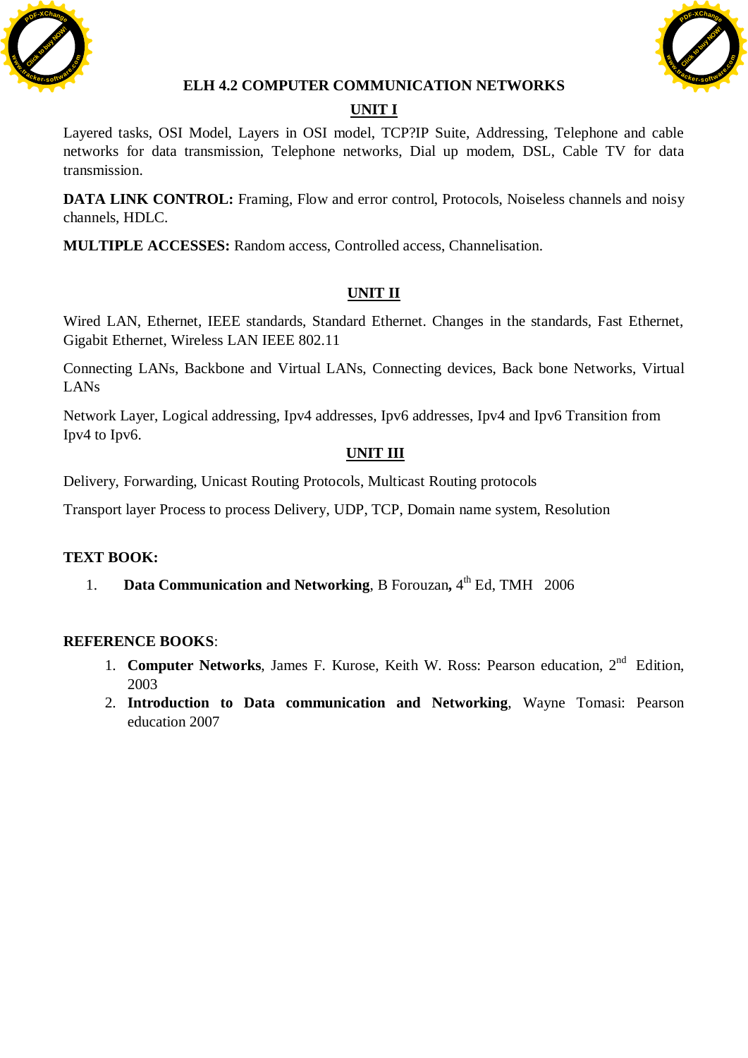# ELH 4.2 COMPUTER COMMUNICATION NETWORKS

## UNIT I

Layered tasks, OSI Model, Layers in OSI model, TCP?IP Suite, Addressing, Telephone and cable networks for data transmission, Telephone networks, Dial up modem, DSL, Cable TV for data transmission.

**DATA LINK CONTROL:** Framing, Flow and error control, Protocols, Noiseless channels and noisy channels, HDLC.

**MULTIPLE ACCESSES:** Random access, Controlled access, Channelisation.

## UNIT II

Wired LAN, Ethernet, IEEE standards, Standard Ethernet. Changes in the standards, Fast Ethernet, Gigabit Ethernet, Wireless LAN IEEE 802.11

Connecting LANs, Backbone and Virtual LANs, Connecting devices, Back bone Networks, Virtual LANs

Network Layer, Logical addressing, Ipv4 addresses, Ipv6 addresses, Ipv4 and Ipv6 Transition from Ipv4 to Ipv6.

## UNIT III

Delivery, Forwarding, Unicast Routing Protocols, Multicast Routing protocols

Transport layer Process to process Delivery, UDP, TCP, Domain name system, Resolution

**TEXT BOOK:**

1. **Data Communication and Networking**, B Forouzan**,** 4th Ed, TMH 2006

**REFERENCE BOOKS**:

1. **Computer Networks**, James F. Kurose, Keith W. Ross: Pearson education, 2nd Edition, 2003
2. **Introduction to Data communication and Networking**, Wayne Tomasi: Pearson education 2007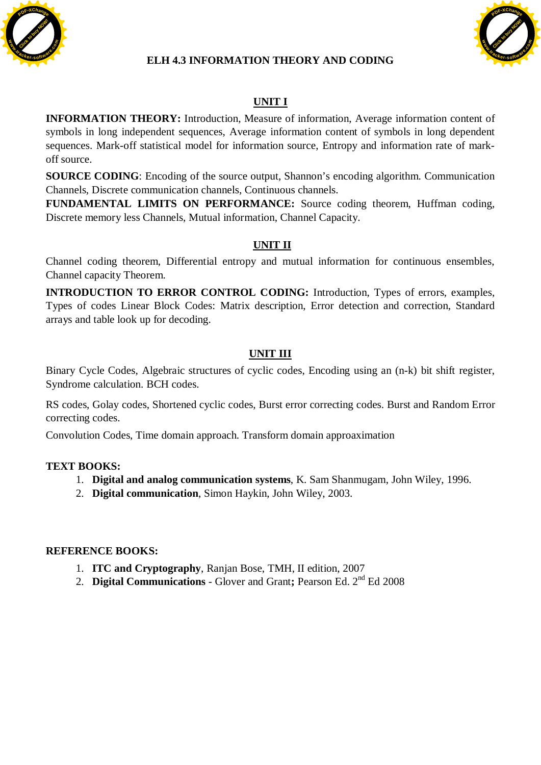# ELH 4.3 INFORMATION THEORY AND CODING

## UNIT I

**INFORMATION THEORY:** Introduction, Measure of information, Average information content of symbols in long independent sequences, Average information content of symbols in long dependent sequences. Mark-off statistical model for information source, Entropy and information rate of mark-off source.

**SOURCE CODING**: Encoding of the source output, Shannon's encoding algorithm. Communication Channels, Discrete communication channels, Continuous channels.

**FUNDAMENTAL LIMITS ON PERFORMANCE:** Source coding theorem, Huffman coding, Discrete memory less Channels, Mutual information, Channel Capacity.

## UNIT II

Channel coding theorem, Differential entropy and mutual information for continuous ensembles, Channel capacity Theorem.

**INTRODUCTION TO ERROR CONTROL CODING:** Introduction, Types of errors, examples, Types of codes Linear Block Codes: Matrix description, Error detection and correction, Standard arrays and table look up for decoding.

## UNIT III

Binary Cycle Codes, Algebraic structures of cyclic codes, Encoding using an (n-k) bit shift register, Syndrome calculation. BCH codes.

RS codes, Golay codes, Shortened cyclic codes, Burst error correcting codes. Burst and Random Error correcting codes.

Convolution Codes, Time domain approach. Transform domain approaximation

**TEXT BOOKS:**

1. **Digital and analog communication systems**, K. Sam Shanmugam, John Wiley, 1996.
2. **Digital communication**, Simon Haykin, John Wiley, 2003.

**REFERENCE BOOKS:**

1. **ITC and Cryptography**, Ranjan Bose, TMH, II edition, 2007
2. **Digital Communications** - Glover and Grant**;** Pearson Ed. 2nd Ed 2008